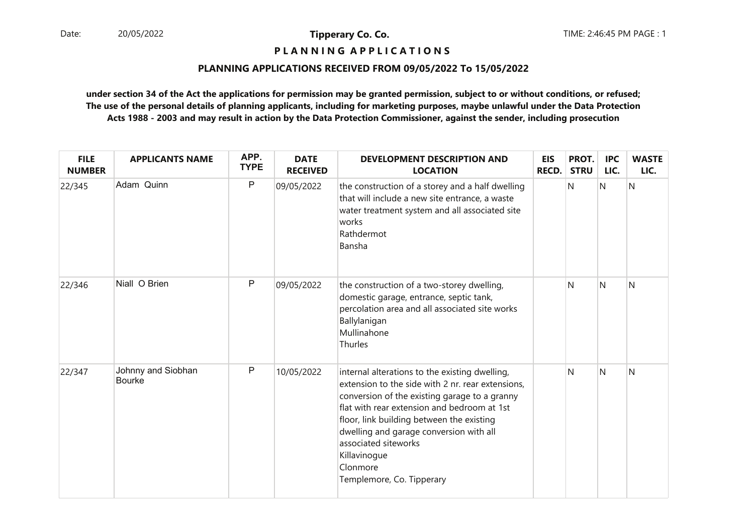**Tipperary Co. Co.**

# P L A N N I N G   A P P L I C A T I O N S

## PLANNING APPLICATIONS RECEIVED FROM 09/05/2022 To 15/05/2022

**under section 34 of the Act the applications for permission may be granted permission, subject to or without conditions, or refused; The use of the personal details of planning applicants, including for marketing purposes, maybe unlawful under the Data Protection Acts 1988 - 2003 and may result in action by the Data Protection Commissioner, against the sender, including prosecution**

| FILE NUMBER | APPLICANTS NAME | APP. TYPE | DATE RECEIVED | DEVELOPMENT DESCRIPTION AND LOCATION | EIS RECD. | PROT. STRU | IPC LIC. | WASTE LIC. |
|---|---|---|---|---|---|---|---|---|
| 22/345 | Adam Quinn | P | 09/05/2022 | the construction of a storey and a half dwelling that will include a new site entrance, a waste water treatment system and all associated site works<br>Rathdermot<br>Bansha | | N | N | N |
| 22/346 | Niall O Brien | P | 09/05/2022 | the construction of a two-storey dwelling, domestic garage, entrance, septic tank, percolation area and all associated site works<br>Ballylanigan<br>Mullinahone<br>Thurles | | N | N | N |
| 22/347 | Johnny and Siobhan Bourke | P | 10/05/2022 | internal alterations to the existing dwelling, extension to the side with 2 nr. rear extensions, conversion of the existing garage to a granny flat with rear extension and bedroom at 1st floor, link building between the existing dwelling and garage conversion with all associated siteworks<br>Killavinogue<br>Clonmore<br>Templemore, Co. Tipperary | | N | N | N |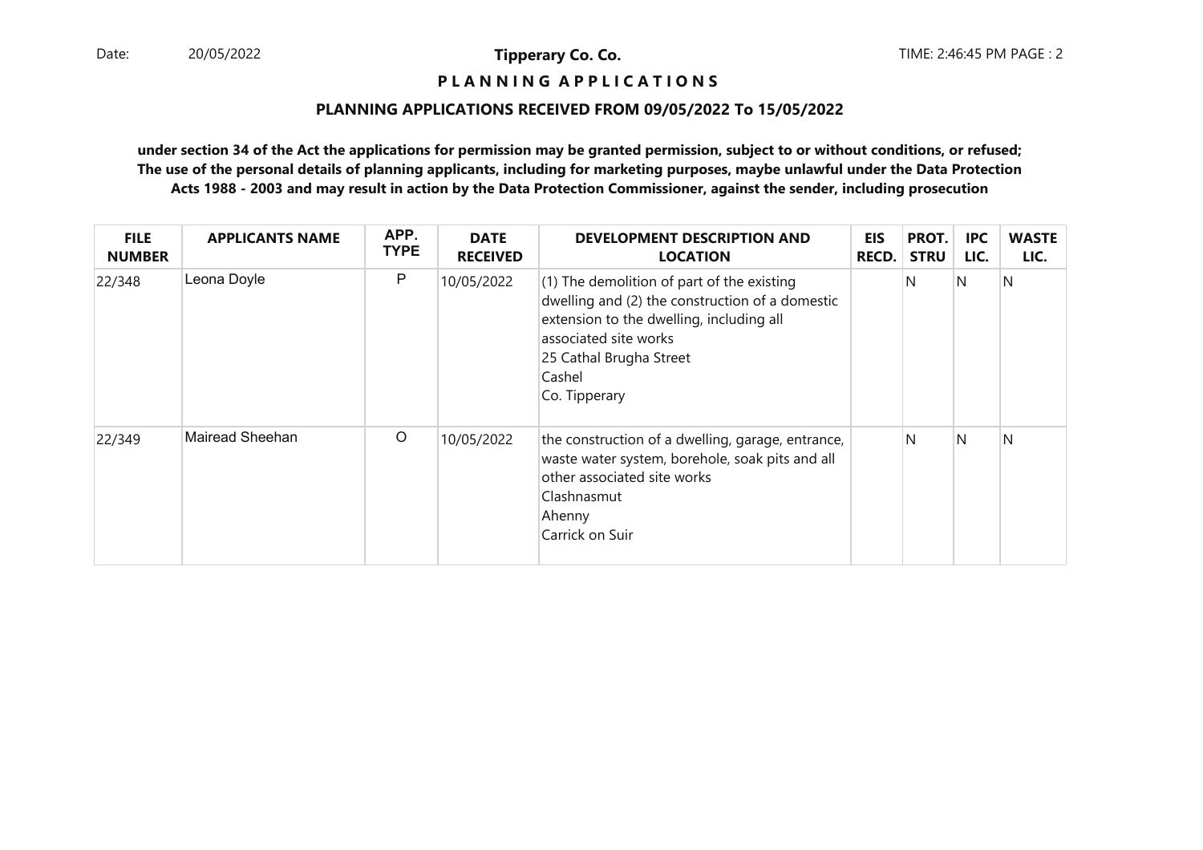**Tipperary Co. Co.**

**P L A N N I N G   A P P L I C A T I O N S**

**PLANNING APPLICATIONS RECEIVED FROM 09/05/2022 To 15/05/2022**

**under section 34 of the Act the applications for permission may be granted permission, subject to or without conditions, or refused; The use of the personal details of planning applicants, including for marketing purposes, maybe unlawful under the Data Protection Acts 1988 - 2003 and may result in action by the Data Protection Commissioner, against the sender, including prosecution**

| FILE NUMBER | APPLICANTS NAME | APP. TYPE | DATE RECEIVED | DEVELOPMENT DESCRIPTION AND LOCATION | EIS RECD. | PROT. STRU | IPC LIC. | WASTE LIC. |
|---|---|---|---|---|---|---|---|---|
| 22/348 | Leona Doyle | P | 10/05/2022 | (1) The demolition of part of the existing dwelling and (2) the construction of a domestic extension to the dwelling, including all associated site works<br>25 Cathal Brugha Street<br>Cashel<br>Co. Tipperary | | N | N | N |
| 22/349 | Mairead Sheehan | O | 10/05/2022 | the construction of a dwelling, garage, entrance, waste water system, borehole, soak pits and all other associated site works<br>Clashnasmut<br>Ahenny<br>Carrick on Suir | | N | N | N |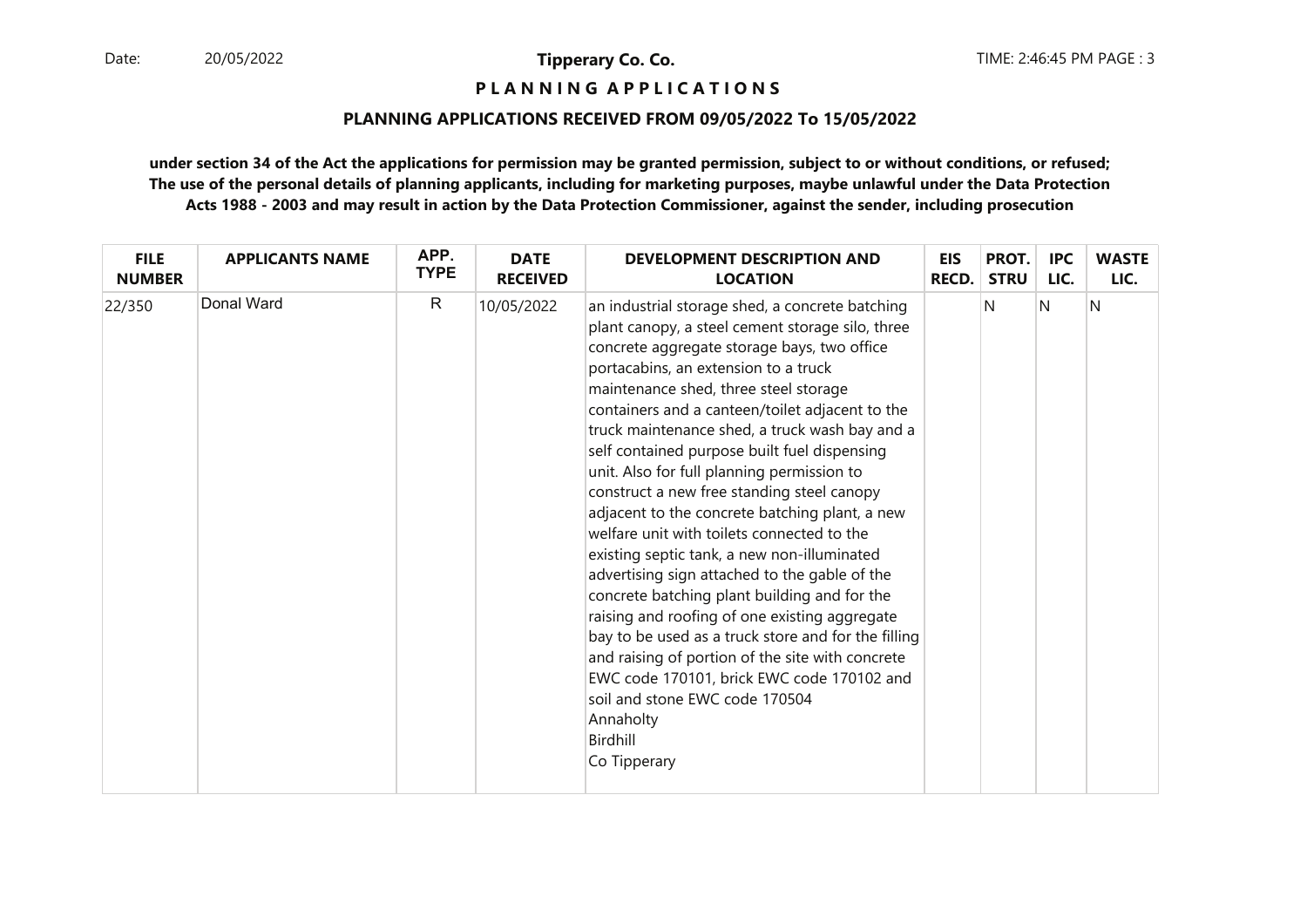**Tipperary Co. Co.**

# P L A N N I N G   A P P L I C A T I O N S

## PLANNING APPLICATIONS RECEIVED FROM 09/05/2022 To 15/05/2022

**under section 34 of the Act the applications for permission may be granted permission, subject to or without conditions, or refused; The use of the personal details of planning applicants, including for marketing purposes, maybe unlawful under the Data Protection Acts 1988 - 2003 and may result in action by the Data Protection Commissioner, against the sender, including prosecution**

| FILE NUMBER | APPLICANTS NAME | APP. TYPE | DATE RECEIVED | DEVELOPMENT DESCRIPTION AND LOCATION | EIS RECD. | PROT. STRU | IPC LIC. | WASTE LIC. |
|---|---|---|---|---|---|---|---|---|
| 22/350 | Donal Ward | R | 10/05/2022 | an industrial storage shed, a concrete batching plant canopy, a steel cement storage silo, three concrete aggregate storage bays, two office portacabins, an extension to a truck maintenance shed, three steel storage containers and a canteen/toilet adjacent to the truck maintenance shed, a truck wash bay and a self contained purpose built fuel dispensing unit. Also for full planning permission to construct a new free standing steel canopy adjacent to the concrete batching plant, a new welfare unit with toilets connected to the existing septic tank, a new non-illuminated advertising sign attached to the gable of the concrete batching plant building and for the raising and roofing of one existing aggregate bay to be used as a truck store and for the filling and raising of portion of the site with concrete EWC code 170101, brick EWC code 170102 and soil and stone EWC code 170504<br>Annaholty<br>Birdhill<br>Co Tipperary | | N | N | N |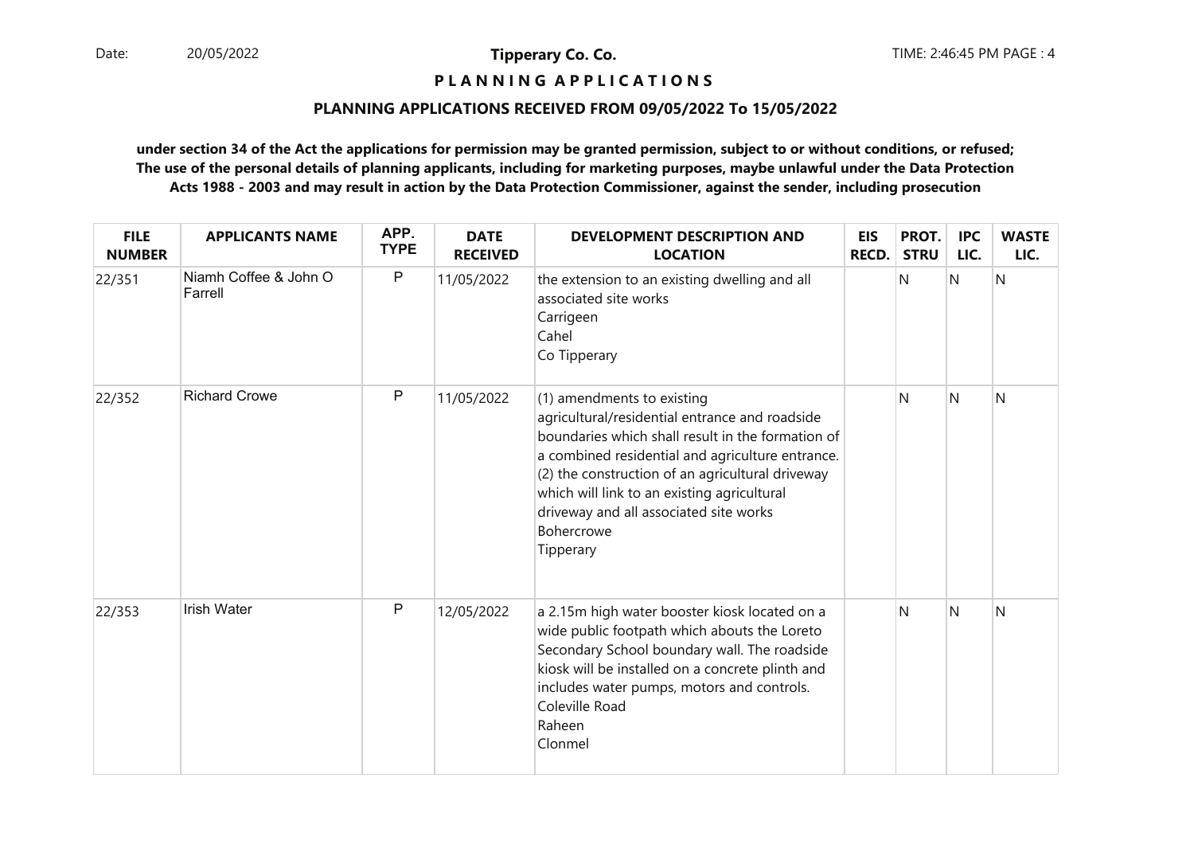**Tipperary Co. Co.**

**P L A N N I N G A P P L I C A T I O N S**

**PLANNING APPLICATIONS RECEIVED FROM 09/05/2022 To 15/05/2022**

**under section 34 of the Act the applications for permission may be granted permission, subject to or without conditions, or refused; The use of the personal details of planning applicants, including for marketing purposes, maybe unlawful under the Data Protection Acts 1988 - 2003 and may result in action by the Data Protection Commissioner, against the sender, including prosecution**

| FILE NUMBER | APPLICANTS NAME | APP. TYPE | DATE RECEIVED | DEVELOPMENT DESCRIPTION AND LOCATION | EIS RECD. | PROT. STRU | IPC LIC. | WASTE LIC. |
|---|---|---|---|---|---|---|---|---|
| 22/351 | Niamh Coffee & John O Farrell | P | 11/05/2022 | the extension to an existing dwelling and all associated site works<br>Carrigeen<br>Cahel<br>Co Tipperary | | N | N | N |
| 22/352 | Richard Crowe | P | 11/05/2022 | (1) amendments to existing agricultural/residential entrance and roadside boundaries which shall result in the formation of a combined residential and agriculture entrance. (2) the construction of an agricultural driveway which will link to an existing agricultural driveway and all associated site works<br>Bohercrowe<br>Tipperary | | N | N | N |
| 22/353 | Irish Water | P | 12/05/2022 | a 2.15m high water booster kiosk located on a wide public footpath which abouts the Loreto Secondary School boundary wall. The roadside kiosk will be installed on a concrete plinth and includes water pumps, motors and controls.<br>Coleville Road<br>Raheen<br>Clonmel | | N | N | N |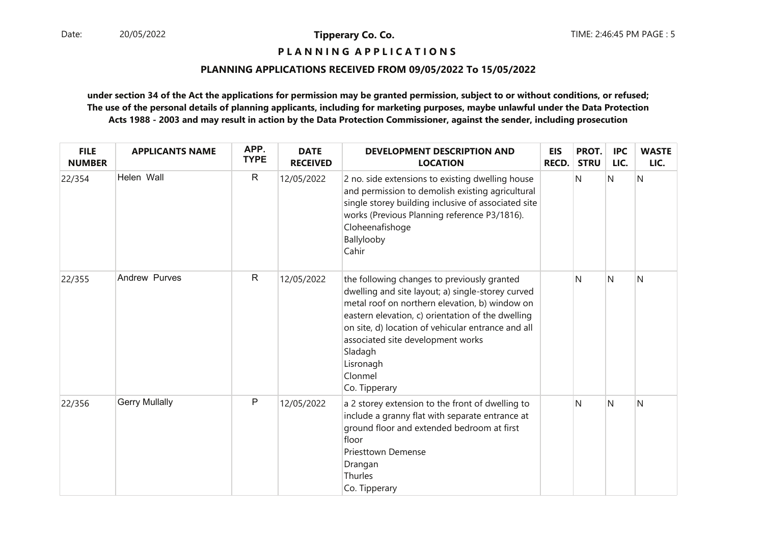**Tipperary Co. Co.**

**P L A N N I N G   A P P L I C A T I O N S**

**PLANNING APPLICATIONS RECEIVED FROM 09/05/2022 To 15/05/2022**

**under section 34 of the Act the applications for permission may be granted permission, subject to or without conditions, or refused; The use of the personal details of planning applicants, including for marketing purposes, maybe unlawful under the Data Protection Acts 1988 - 2003 and may result in action by the Data Protection Commissioner, against the sender, including prosecution**

| FILE NUMBER | APPLICANTS NAME | APP. TYPE | DATE RECEIVED | DEVELOPMENT DESCRIPTION AND LOCATION | EIS RECD. | PROT. STRU | IPC LIC. | WASTE LIC. |
|---|---|---|---|---|---|---|---|---|
| 22/354 | Helen Wall | R | 12/05/2022 | 2 no. side extensions to existing dwelling house and permission to demolish existing agricultural single storey building inclusive of associated site works (Previous Planning reference P3/1816).<br>Cloheenafishoge<br>Ballylooby<br>Cahir | | N | N | N |
| 22/355 | Andrew Purves | R | 12/05/2022 | the following changes to previously granted dwelling and site layout; a) single-storey curved metal roof on northern elevation, b) window on eastern elevation, c) orientation of the dwelling on site, d) location of vehicular entrance and all associated site development works<br>Sladagh<br>Lisronagh<br>Clonmel<br>Co. Tipperary | | N | N | N |
| 22/356 | Gerry Mullally | P | 12/05/2022 | a 2 storey extension to the front of dwelling to include a granny flat with separate entrance at ground floor and extended bedroom at first floor<br>Priesttown Demense<br>Drangan<br>Thurles<br>Co. Tipperary | | N | N | N |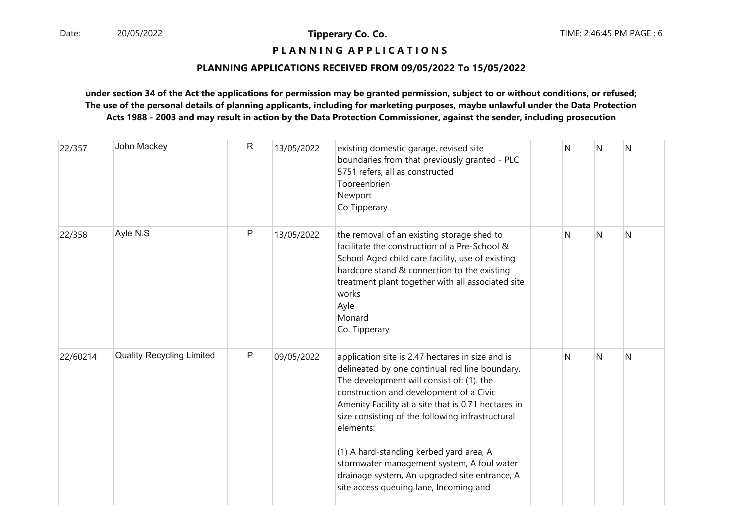**Tipperary Co. Co.**

**P L A N N I N G A P P L I C A T I O N S**

**PLANNING APPLICATIONS RECEIVED FROM 09/05/2022 To 15/05/2022**

**under section 34 of the Act the applications for permission may be granted permission, subject to or without conditions, or refused; The use of the personal details of planning applicants, including for marketing purposes, maybe unlawful under the Data Protection Acts 1988 - 2003 and may result in action by the Data Protection Commissioner, against the sender, including prosecution**

| | | | | | | | | |
|---|---|---|---|---|---|---|---|---|
| 22/357 | John Mackey | R | 13/05/2022 | existing domestic garage, revised site boundaries from that previously granted - PLC 5751 refers, all as constructed<br>Tooreenbrien<br>Newport<br>Co Tipperary | | N | N | N |
| 22/358 | Ayle N.S | P | 13/05/2022 | the removal of an existing storage shed to facilitate the construction of a Pre-School & School Aged child care facility, use of existing hardcore stand & connection to the existing treatment plant together with all associated site works<br>Ayle<br>Monard<br>Co. Tipperary | | N | N | N |
| 22/60214 | Quality Recycling Limited | P | 09/05/2022 | application site is 2.47 hectares in size and is delineated by one continual red line boundary. The development will consist of: (1). the construction and development of a Civic Amenity Facility at a site that is 0.71 hectares in size consisting of the following infrastructural elements:<br><br>(1) A hard-standing kerbed yard area, A stormwater management system, A foul water drainage system, An upgraded site entrance, A site access queuing lane, Incoming and | | N | N | N |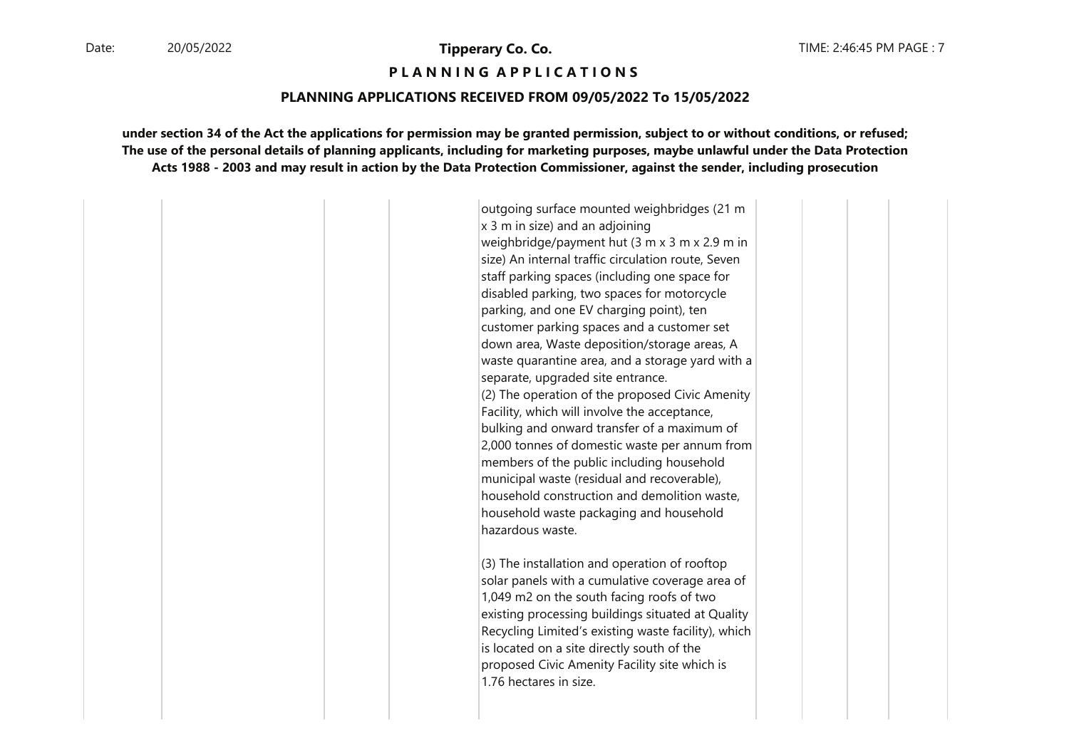**PLANNING APPLICATIONS**

**PLANNING APPLICATIONS RECEIVED FROM 09/05/2022 To 15/05/2022**

**under section 34 of the Act the applications for permission may be granted permission, subject to or without conditions, or refused; The use of the personal details of planning applicants, including for marketing purposes, maybe unlawful under the Data Protection Acts 1988 - 2003 and may result in action by the Data Protection Commissioner, against the sender, including prosecution**

| | | | | | | | | |
|---|---|---|---|---|---|---|---|---|
| | | | | outgoing surface mounted weighbridges (21 m x 3 m in size) and an adjoining weighbridge/payment hut (3 m x 3 m x 2.9 m in size) An internal traffic circulation route, Seven staff parking spaces (including one space for disabled parking, two spaces for motorcycle parking, and one EV charging point), ten customer parking spaces and a customer set down area, Waste deposition/storage areas, A waste quarantine area, and a storage yard with a separate, upgraded site entrance.<br>(2) The operation of the proposed Civic Amenity Facility, which will involve the acceptance, bulking and onward transfer of a maximum of 2,000 tonnes of domestic waste per annum from members of the public including household municipal waste (residual and recoverable), household construction and demolition waste, household waste packaging and household hazardous waste.<br><br>(3) The installation and operation of rooftop solar panels with a cumulative coverage area of 1,049 m2 on the south facing roofs of two existing processing buildings situated at Quality Recycling Limited's existing waste facility), which is located on a site directly south of the proposed Civic Amenity Facility site which is 1.76 hectares in size. | | | | |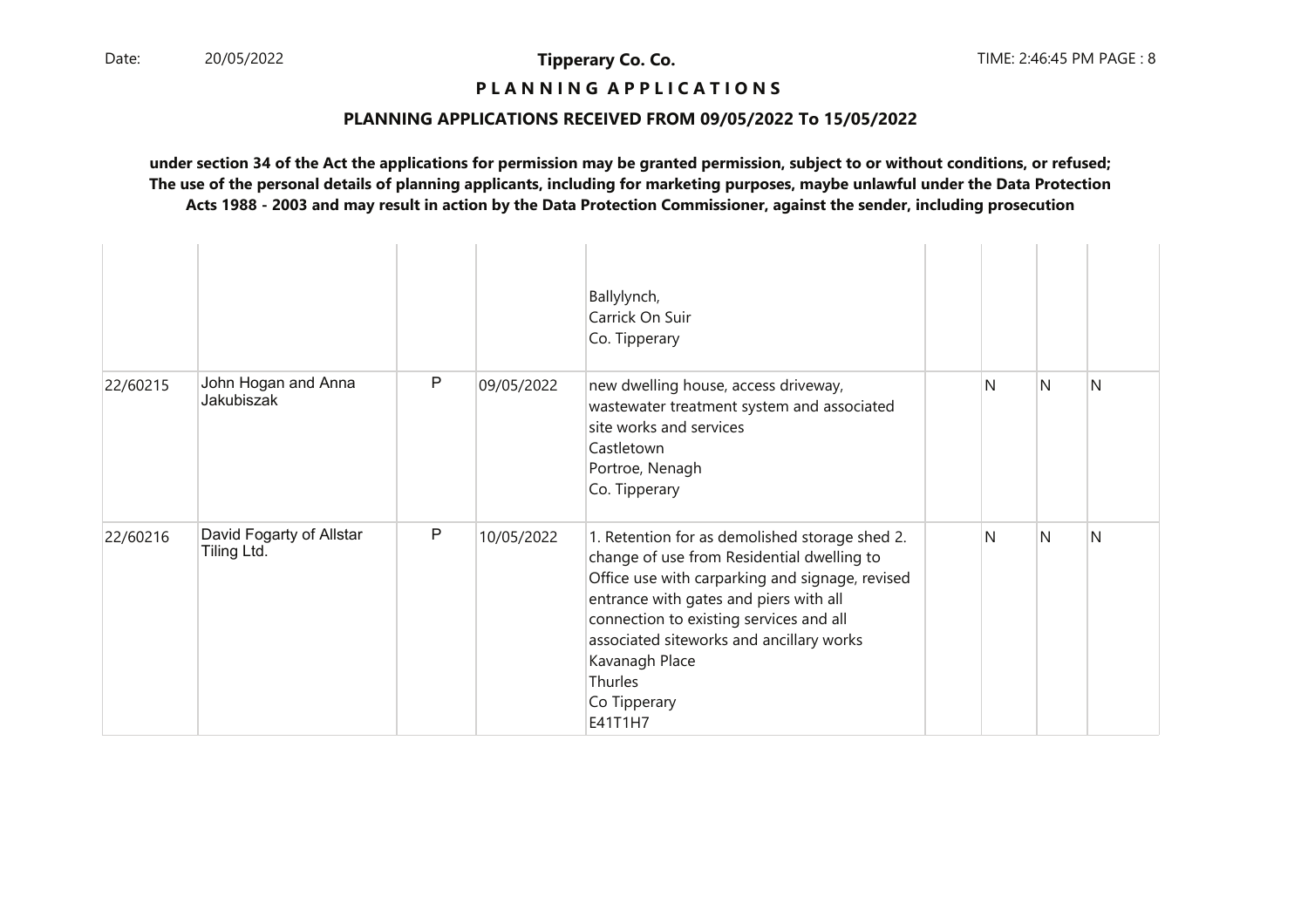**Tipperary Co. Co.**

**P L A N N I N G   A P P L I C A T I O N S**

**PLANNING APPLICATIONS RECEIVED FROM 09/05/2022 To 15/05/2022**

**under section 34 of the Act the applications for permission may be granted permission, subject to or without conditions, or refused; The use of the personal details of planning applicants, including for marketing purposes, maybe unlawful under the Data Protection Acts 1988 - 2003 and may result in action by the Data Protection Commissioner, against the sender, including prosecution**

| | | | | | | | | |
|---|---|---|---|---|---|---|---|---|
| | | | | Ballylynch,<br>Carrick On Suir<br>Co. Tipperary | | | | |
| 22/60215 | John Hogan and Anna Jakubiszak | P | 09/05/2022 | new dwelling house, access driveway, wastewater treatment system and associated site works and services<br>Castletown<br>Portroe, Nenagh<br>Co. Tipperary | | N | N | N |
| 22/60216 | David Fogarty of Allstar Tiling Ltd. | P | 10/05/2022 | 1. Retention for as demolished storage shed 2. change of use from Residential dwelling to Office use with carparking and signage, revised entrance with gates and piers with all connection to existing services and all associated siteworks and ancillary works<br>Kavanagh Place<br>Thurles<br>Co Tipperary<br>E41T1H7 | | N | N | N |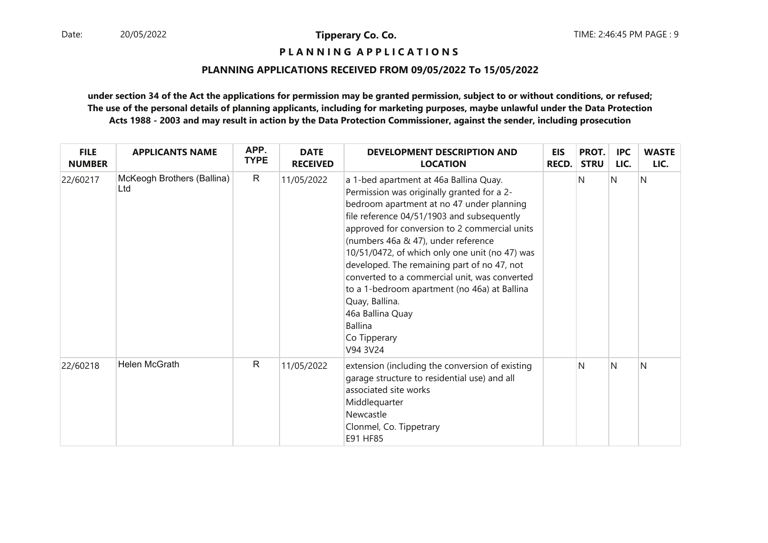Date: 20/05/2022

**Tipperary Co. Co.**

TIME: 2:46:45 PM PAGE : 9

## P L A N N I N G A P P L I C A T I O N S

### PLANNING APPLICATIONS RECEIVED FROM 09/05/2022 To 15/05/2022

**under section 34 of the Act the applications for permission may be granted permission, subject to or without conditions, or refused; The use of the personal details of planning applicants, including for marketing purposes, maybe unlawful under the Data Protection Acts 1988 - 2003 and may result in action by the Data Protection Commissioner, against the sender, including prosecution**

| FILE NUMBER | APPLICANTS NAME | APP. TYPE | DATE RECEIVED | DEVELOPMENT DESCRIPTION AND LOCATION | EIS RECD. | PROT. STRU | IPC LIC. | WASTE LIC. |
|---|---|---|---|---|---|---|---|---|
| 22/60217 | McKeogh Brothers (Ballina) Ltd | R | 11/05/2022 | a 1-bed apartment at 46a Ballina Quay. Permission was originally granted for a 2-bedroom apartment at no 47 under planning file reference 04/51/1903 and subsequently approved for conversion to 2 commercial units (numbers 46a & 47), under reference 10/51/0472, of which only one unit (no 47) was developed. The remaining part of no 47, not converted to a commercial unit, was converted to a 1-bedroom apartment (no 46a) at Ballina Quay, Ballina.<br>46a Ballina Quay<br>Ballina<br>Co Tipperary<br>V94 3V24 | | N | N | N |
| 22/60218 | Helen McGrath | R | 11/05/2022 | extension (including the conversion of existing garage structure to residential use) and all associated site works<br>Middlequarter<br>Newcastle<br>Clonmel, Co. Tippetrary<br>E91 HF85 | | N | N | N |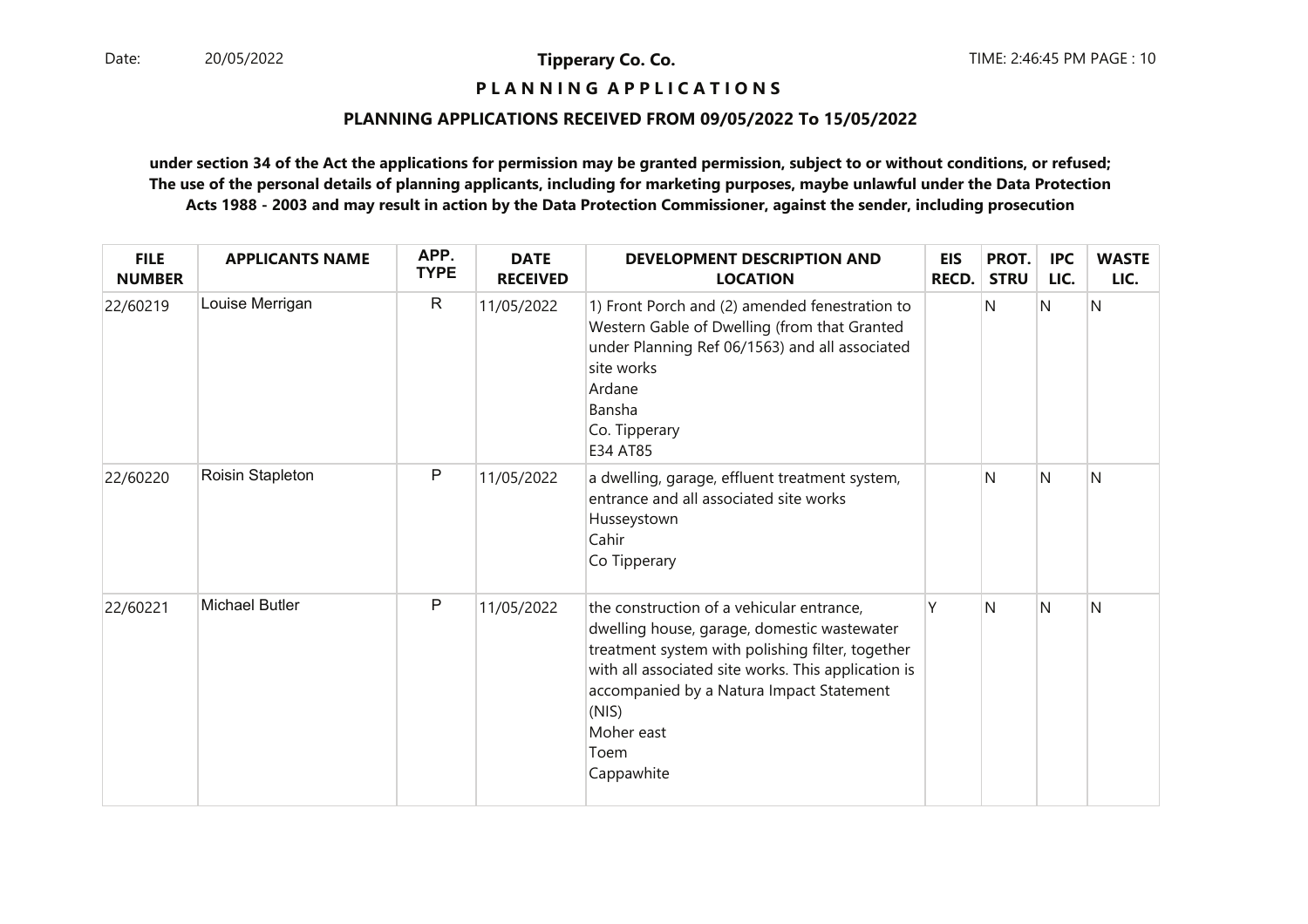**Tipperary Co. Co.**

**P L A N N I N G A P P L I C A T I O N S**

**PLANNING APPLICATIONS RECEIVED FROM 09/05/2022 To 15/05/2022**

**under section 34 of the Act the applications for permission may be granted permission, subject to or without conditions, or refused; The use of the personal details of planning applicants, including for marketing purposes, maybe unlawful under the Data Protection Acts 1988 - 2003 and may result in action by the Data Protection Commissioner, against the sender, including prosecution**

| FILE NUMBER | APPLICANTS NAME | APP. TYPE | DATE RECEIVED | DEVELOPMENT DESCRIPTION AND LOCATION | EIS RECD. | PROT. STRU | IPC LIC. | WASTE LIC. |
|---|---|---|---|---|---|---|---|---|
| 22/60219 | Louise Merrigan | R | 11/05/2022 | 1) Front Porch and (2) amended fenestration to Western Gable of Dwelling (from that Granted under Planning Ref 06/1563) and all associated site works<br>Ardane<br>Bansha<br>Co. Tipperary<br>E34 AT85 | | N | N | N |
| 22/60220 | Roisin Stapleton | P | 11/05/2022 | a dwelling, garage, effluent treatment system, entrance and all associated site works<br>Husseystown<br>Cahir<br>Co Tipperary | | N | N | N |
| 22/60221 | Michael Butler | P | 11/05/2022 | the construction of a vehicular entrance, dwelling house, garage, domestic wastewater treatment system with polishing filter, together with all associated site works. This application is accompanied by a Natura Impact Statement (NIS)<br>Moher east<br>Toem<br>Cappawhite | Y | N | N | N |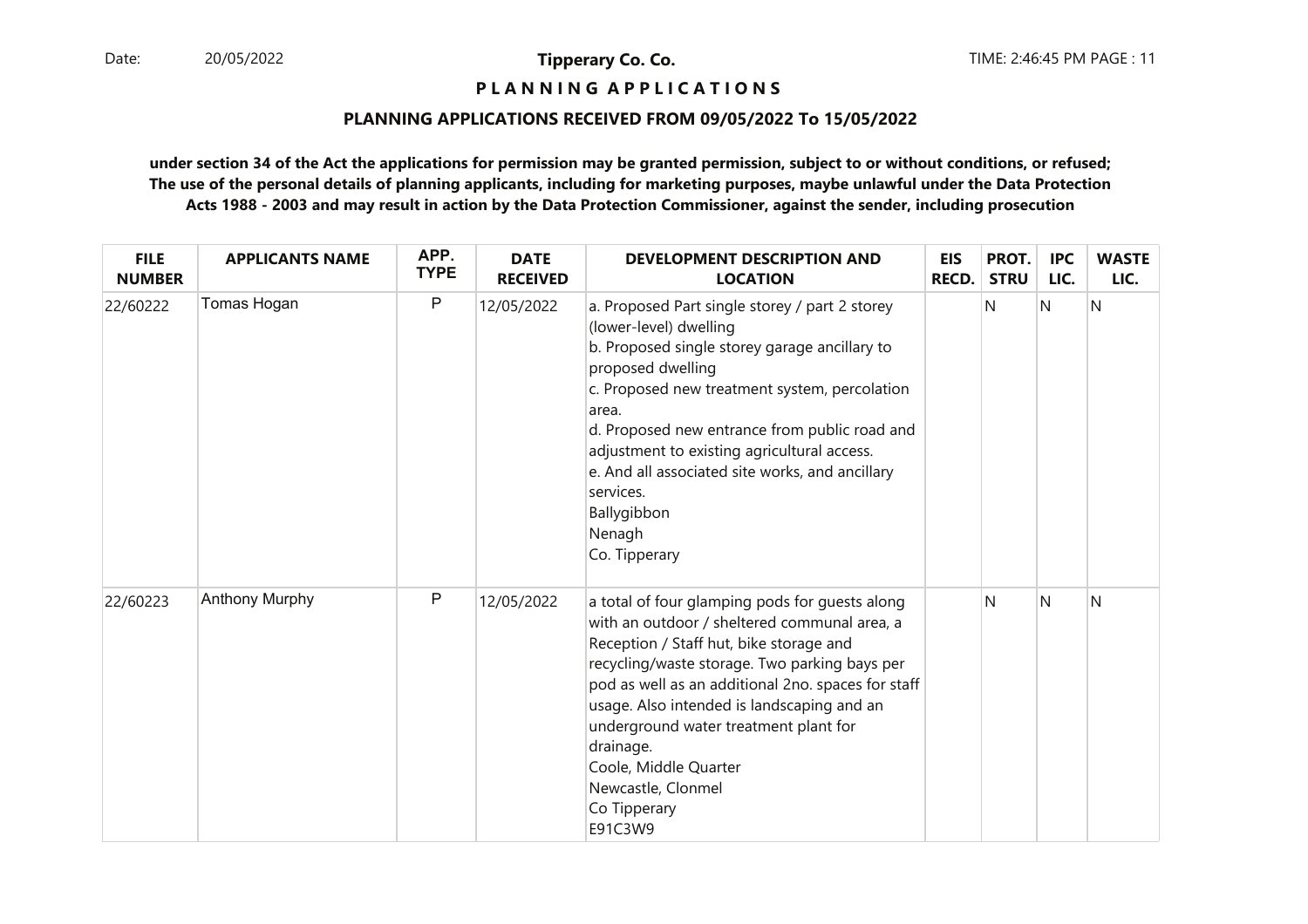**Tipperary Co. Co.**

**P L A N N I N G   A P P L I C A T I O N S**

**PLANNING APPLICATIONS RECEIVED FROM 09/05/2022 To 15/05/2022**

**under section 34 of the Act the applications for permission may be granted permission, subject to or without conditions, or refused; The use of the personal details of planning applicants, including for marketing purposes, maybe unlawful under the Data Protection Acts 1988 - 2003 and may result in action by the Data Protection Commissioner, against the sender, including prosecution**

| FILE NUMBER | APPLICANTS NAME | APP. TYPE | DATE RECEIVED | DEVELOPMENT DESCRIPTION AND LOCATION | EIS RECD. | PROT. STRU | IPC LIC. | WASTE LIC. |
|---|---|---|---|---|---|---|---|---|
| 22/60222 | Tomas Hogan | P | 12/05/2022 | a. Proposed Part single storey / part 2 storey (lower-level) dwelling<br>b. Proposed single storey garage ancillary to proposed dwelling<br>c. Proposed new treatment system, percolation area.<br>d. Proposed new entrance from public road and adjustment to existing agricultural access.<br>e. And all associated site works, and ancillary services.<br>Ballygibbon<br>Nenagh<br>Co. Tipperary | | N | N | N |
| 22/60223 | Anthony Murphy | P | 12/05/2022 | a total of four glamping pods for guests along with an outdoor / sheltered communal area, a Reception / Staff hut, bike storage and recycling/waste storage. Two parking bays per pod as well as an additional 2no. spaces for staff usage. Also intended is landscaping and an underground water treatment plant for drainage.<br>Coole, Middle Quarter<br>Newcastle, Clonmel<br>Co Tipperary<br>E91C3W9 | | N | N | N |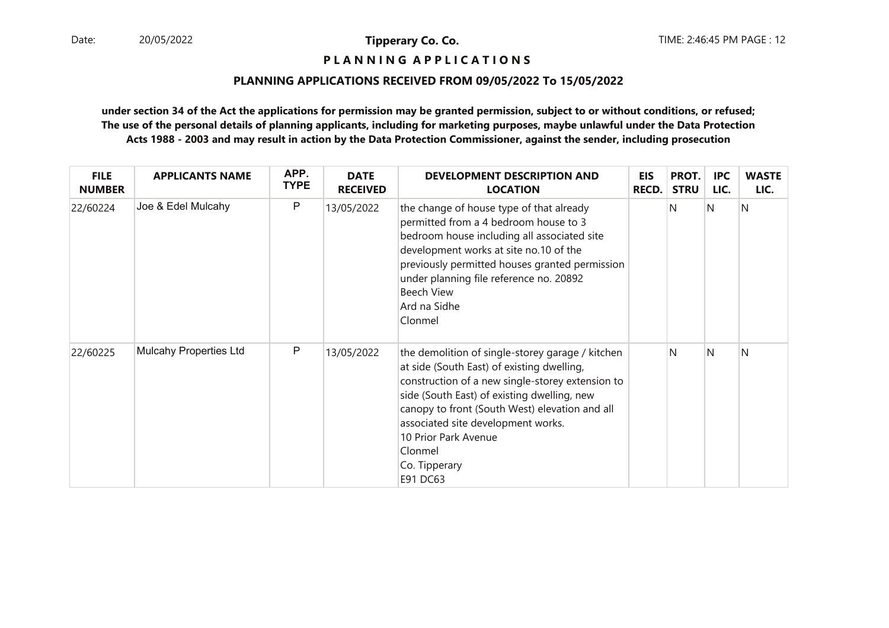# P L A N N I N G  A P P L I C A T I O N S

## PLANNING APPLICATIONS RECEIVED FROM 09/05/2022 To 15/05/2022

**under section 34 of the Act the applications for permission may be granted permission, subject to or without conditions, or refused; The use of the personal details of planning applicants, including for marketing purposes, maybe unlawful under the Data Protection Acts 1988 - 2003 and may result in action by the Data Protection Commissioner, against the sender, including prosecution**

| FILE NUMBER | APPLICANTS NAME | APP. TYPE | DATE RECEIVED | DEVELOPMENT DESCRIPTION AND LOCATION | EIS RECD. | PROT. STRU | IPC LIC. | WASTE LIC. |
|---|---|---|---|---|---|---|---|---|
| 22/60224 | Joe & Edel Mulcahy | P | 13/05/2022 | the change of house type of that already permitted from a 4 bedroom house to 3 bedroom house including all associated site development works at site no.10 of the previously permitted houses granted permission under planning file reference no. 20892<br>Beech View<br>Ard na Sidhe<br>Clonmel | | N | N | N |
| 22/60225 | Mulcahy Properties Ltd | P | 13/05/2022 | the demolition of single-storey garage / kitchen at side (South East) of existing dwelling, construction of a new single-storey extension to side (South East) of existing dwelling, new canopy to front (South West) elevation and all associated site development works.<br>10 Prior Park Avenue<br>Clonmel<br>Co. Tipperary<br>E91 DC63 | | N | N | N |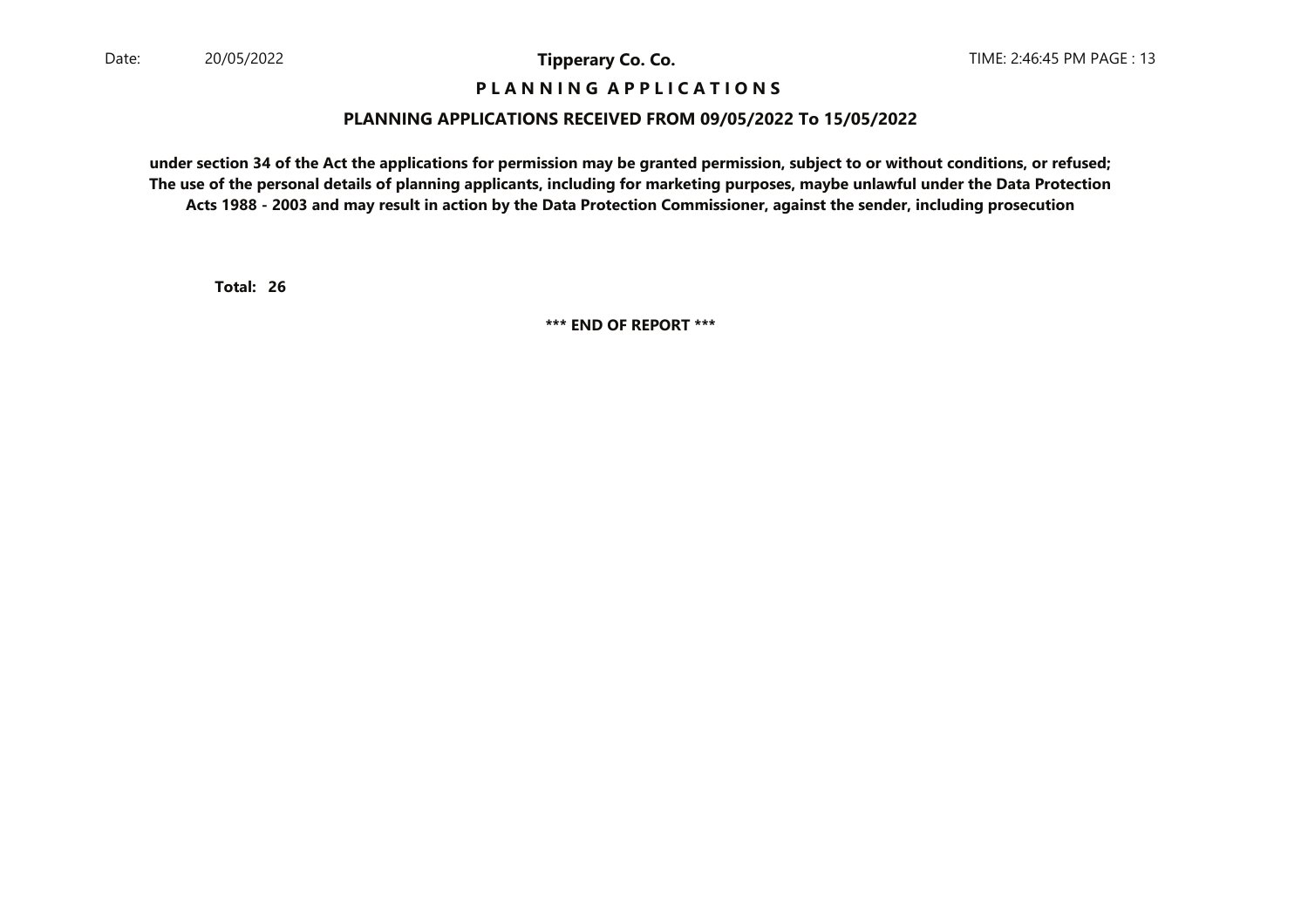**P L A N N I N G A P P L I C A T I O N S**

**PLANNING APPLICATIONS RECEIVED FROM 09/05/2022 To 15/05/2022**

**under section 34 of the Act the applications for permission may be granted permission, subject to or without conditions, or refused; The use of the personal details of planning applicants, including for marketing purposes, maybe unlawful under the Data Protection Acts 1988 - 2003 and may result in action by the Data Protection Commissioner, against the sender, including prosecution**

**Total: 26**

**\*\*\* END OF REPORT \*\*\***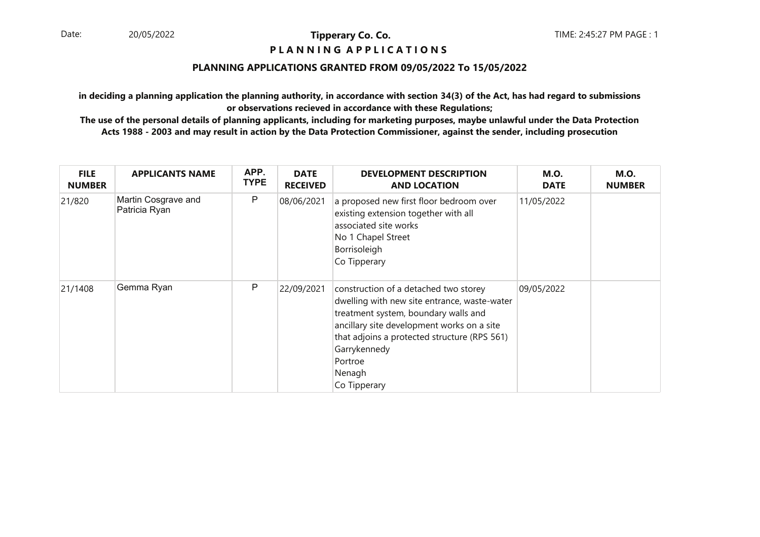Date: 20/05/2022

**Tipperary Co. Co.**

**P L A N N I N G A P P L I C A T I O N S**

TIME: 2:45:27 PM PAGE : 1

**PLANNING APPLICATIONS GRANTED FROM 09/05/2022 To 15/05/2022**

**in deciding a planning application the planning authority, in accordance with section 34(3) of the Act, has had regard to submissions or observations recieved in accordance with these Regulations;**

**The use of the personal details of planning applicants, including for marketing purposes, maybe unlawful under the Data Protection Acts 1988 - 2003 and may result in action by the Data Protection Commissioner, against the sender, including prosecution**

| FILE NUMBER | APPLICANTS NAME | APP. TYPE | DATE RECEIVED | DEVELOPMENT DESCRIPTION AND LOCATION | M.O. DATE | M.O. NUMBER |
|---|---|---|---|---|---|---|
| 21/820 | Martin Cosgrave and Patricia Ryan | P | 08/06/2021 | a proposed new first floor bedroom over existing extension together with all associated site works<br>No 1 Chapel Street<br>Borrisoleigh<br>Co Tipperary | 11/05/2022 | |
| 21/1408 | Gemma Ryan | P | 22/09/2021 | construction of a detached two storey dwelling with new site entrance, waste-water treatment system, boundary walls and ancillary site development works on a site that adjoins a protected structure (RPS 561)<br>Garrykennedy<br>Portroe<br>Nenagh<br>Co Tipperary | 09/05/2022 | |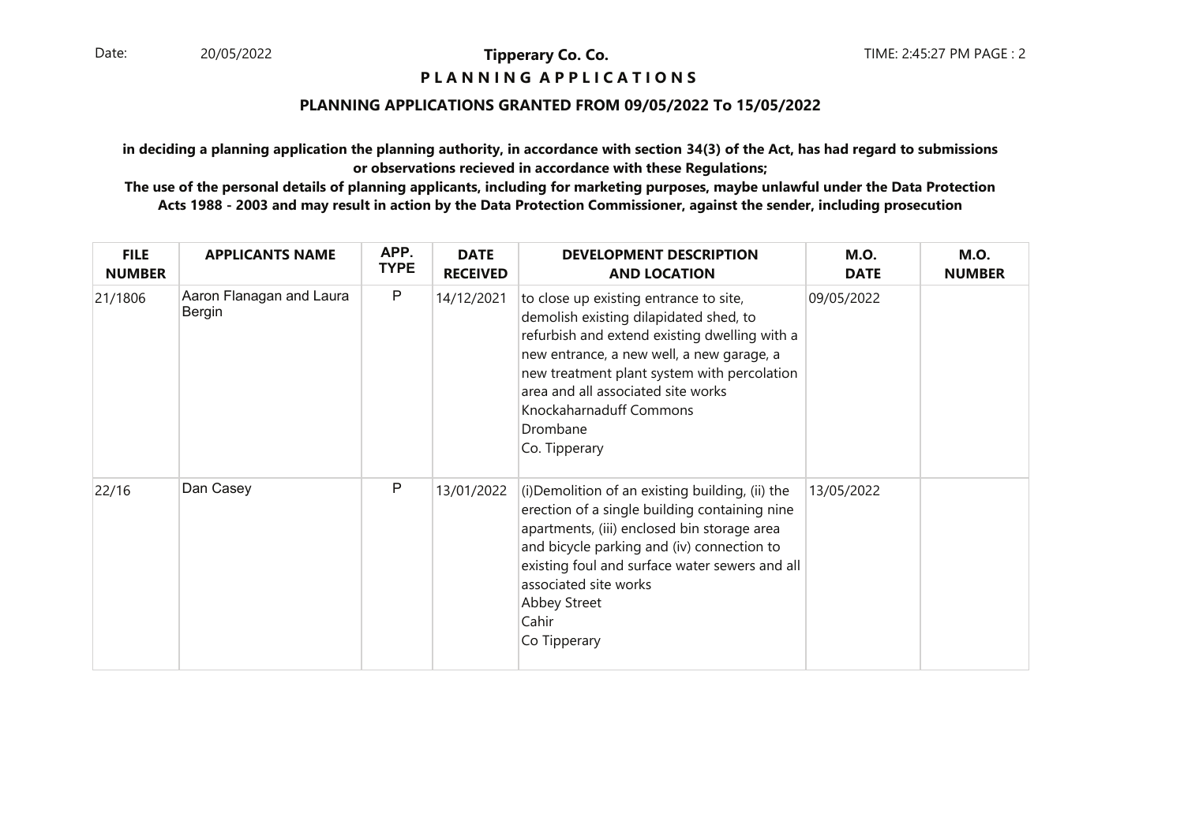**Tipperary Co. Co.**

**P L A N N I N G A P P L I C A T I O N S**

**PLANNING APPLICATIONS GRANTED FROM 09/05/2022 To 15/05/2022**

**in deciding a planning application the planning authority, in accordance with section 34(3) of the Act, has had regard to submissions or observations recieved in accordance with these Regulations;**

**The use of the personal details of planning applicants, including for marketing purposes, maybe unlawful under the Data Protection Acts 1988 - 2003 and may result in action by the Data Protection Commissioner, against the sender, including prosecution**

| FILE NUMBER | APPLICANTS NAME | APP. TYPE | DATE RECEIVED | DEVELOPMENT DESCRIPTION AND LOCATION | M.O. DATE | M.O. NUMBER |
|---|---|---|---|---|---|---|
| 21/1806 | Aaron Flanagan and Laura Bergin | P | 14/12/2021 | to close up existing entrance to site, demolish existing dilapidated shed, to refurbish and extend existing dwelling with a new entrance, a new well, a new garage, a new treatment plant system with percolation area and all associated site works Knockaharnaduff Commons Drombane Co. Tipperary | 09/05/2022 | |
| 22/16 | Dan Casey | P | 13/01/2022 | (i)Demolition of an existing building, (ii) the erection of a single building containing nine apartments, (iii) enclosed bin storage area and bicycle parking and (iv) connection to existing foul and surface water sewers and all associated site works Abbey Street Cahir Co Tipperary | 13/05/2022 | |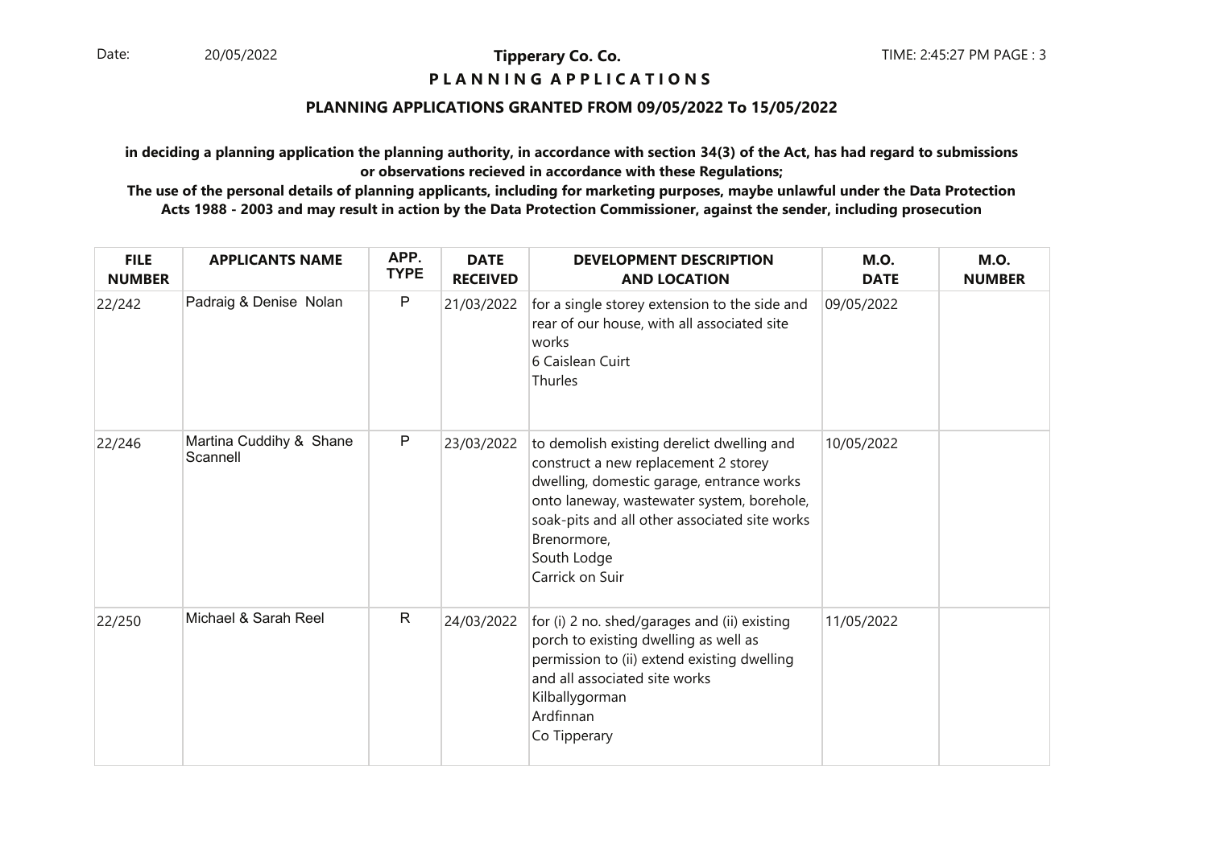**Tipperary Co. Co.**

**P L A N N I N G A P P L I C A T I O N S**

## PLANNING APPLICATIONS GRANTED FROM 09/05/2022 To 15/05/2022

**in deciding a planning application the planning authority, in accordance with section 34(3) of the Act, has had regard to submissions or observations recieved in accordance with these Regulations;**

**The use of the personal details of planning applicants, including for marketing purposes, maybe unlawful under the Data Protection Acts 1988 - 2003 and may result in action by the Data Protection Commissioner, against the sender, including prosecution**

| FILE NUMBER | APPLICANTS NAME | APP. TYPE | DATE RECEIVED | DEVELOPMENT DESCRIPTION AND LOCATION | M.O. DATE | M.O. NUMBER |
|---|---|---|---|---|---|---|
| 22/242 | Padraig & Denise Nolan | P | 21/03/2022 | for a single storey extension to the side and rear of our house, with all associated site works<br>6 Caislean Cuirt<br>Thurles | 09/05/2022 | |
| 22/246 | Martina Cuddihy & Shane Scannell | P | 23/03/2022 | to demolish existing derelict dwelling and construct a new replacement 2 storey dwelling, domestic garage, entrance works onto laneway, wastewater system, borehole, soak-pits and all other associated site works<br>Brenormore,<br>South Lodge<br>Carrick on Suir | 10/05/2022 | |
| 22/250 | Michael & Sarah Reel | R | 24/03/2022 | for (i) 2 no. shed/garages and (ii) existing porch to existing dwelling as well as permission to (ii) extend existing dwelling and all associated site works<br>Kilballygorman<br>Ardfinnan<br>Co Tipperary | 11/05/2022 | |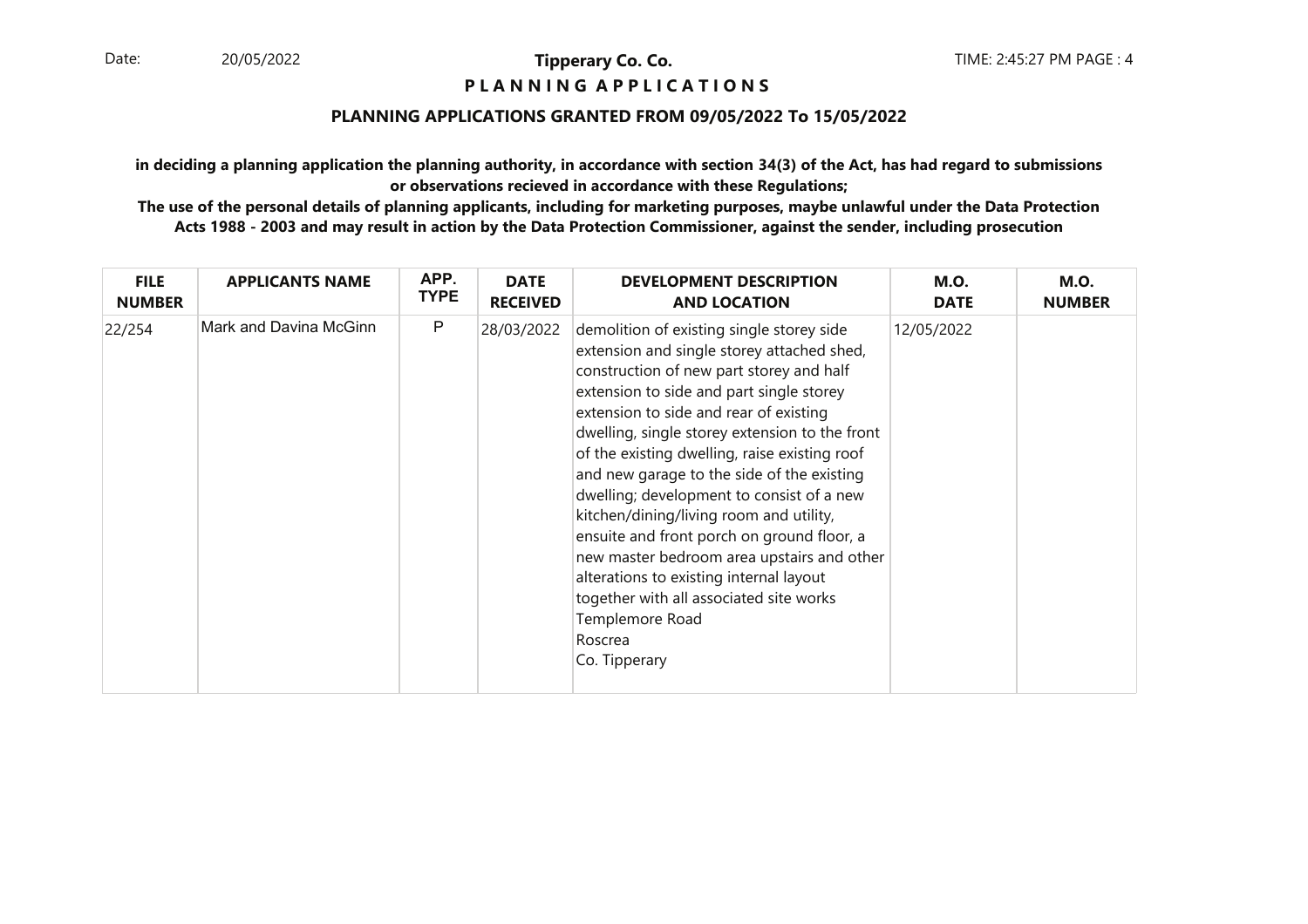**Tipperary Co. Co.**

**P L A N N I N G A P P L I C A T I O N S**

**PLANNING APPLICATIONS GRANTED FROM 09/05/2022 To 15/05/2022**

**in deciding a planning application the planning authority, in accordance with section 34(3) of the Act, has had regard to submissions or observations recieved in accordance with these Regulations;**

**The use of the personal details of planning applicants, including for marketing purposes, maybe unlawful under the Data Protection Acts 1988 - 2003 and may result in action by the Data Protection Commissioner, against the sender, including prosecution**

| FILE NUMBER | APPLICANTS NAME | APP. TYPE | DATE RECEIVED | DEVELOPMENT DESCRIPTION AND LOCATION | M.O. DATE | M.O. NUMBER |
|---|---|---|---|---|---|---|
| 22/254 | Mark and Davina McGinn | P | 28/03/2022 | demolition of existing single storey side extension and single storey attached shed, construction of new part storey and half extension to side and part single storey extension to side and rear of existing dwelling, single storey extension to the front of the existing dwelling, raise existing roof and new garage to the side of the existing dwelling; development to consist of a new kitchen/dining/living room and utility, ensuite and front porch on ground floor, a new master bedroom area upstairs and other alterations to existing internal layout together with all associated site works Templemore Road Roscrea Co. Tipperary | 12/05/2022 | |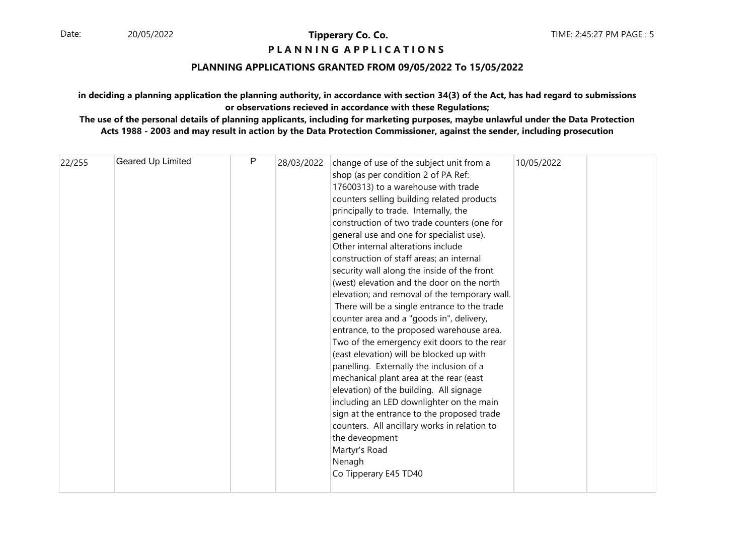**Tipperary Co. Co.**

**P L A N N I N G   A P P L I C A T I O N S**

**PLANNING APPLICATIONS GRANTED FROM 09/05/2022 To 15/05/2022**

**in deciding a planning application the planning authority, in accordance with section 34(3) of the Act, has had regard to submissions or observations recieved in accordance with these Regulations;**

**The use of the personal details of planning applicants, including for marketing purposes, maybe unlawful under the Data Protection Acts 1988 - 2003 and may result in action by the Data Protection Commissioner, against the sender, including prosecution**

| | | | | | | |
|---|---|---|---|---|---|---|
| 22/255 | Geared Up Limited | P | 28/03/2022 | change of use of the subject unit from a shop (as per condition 2 of PA Ref: 17600313) to a warehouse with trade counters selling building related products principally to trade. Internally, the construction of two trade counters (one for general use and one for specialist use). Other internal alterations include construction of staff areas; an internal security wall along the inside of the front (west) elevation and the door on the north elevation; and removal of the temporary wall. There will be a single entrance to the trade counter area and a "goods in", delivery, entrance, to the proposed warehouse area. Two of the emergency exit doors to the rear (east elevation) will be blocked up with panelling. Externally the inclusion of a mechanical plant area at the rear (east elevation) of the building. All signage including an LED downlighter on the main sign at the entrance to the proposed trade counters. All ancillary works in relation to the deveopment Martyr's Road Nenagh Co Tipperary E45 TD40 | 10/05/2022 | |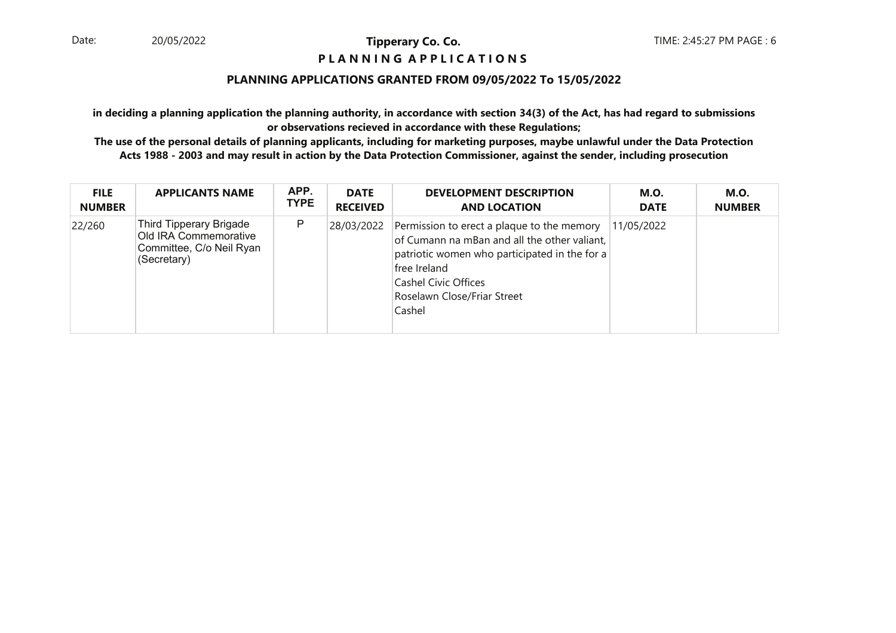**Tipperary Co. Co.**

**P L A N N I N G A P P L I C A T I O N S**

## PLANNING APPLICATIONS GRANTED FROM 09/05/2022 To 15/05/2022

**in deciding a planning application the planning authority, in accordance with section 34(3) of the Act, has had regard to submissions or observations recieved in accordance with these Regulations;**

**The use of the personal details of planning applicants, including for marketing purposes, maybe unlawful under the Data Protection Acts 1988 - 2003 and may result in action by the Data Protection Commissioner, against the sender, including prosecution**

| FILE NUMBER | APPLICANTS NAME | APP. TYPE | DATE RECEIVED | DEVELOPMENT DESCRIPTION AND LOCATION | M.O. DATE | M.O. NUMBER |
|---|---|---|---|---|---|---|
| 22/260 | Third Tipperary Brigade Old IRA Commemorative Committee, C/o Neil Ryan (Secretary) | P | 28/03/2022 | Permission to erect a plaque to the memory of Cumann na mBan and all the other valiant, patriotic women who participated in the for a free Ireland<br>Cashel Civic Offices<br>Roselawn Close/Friar Street<br>Cashel | 11/05/2022 | |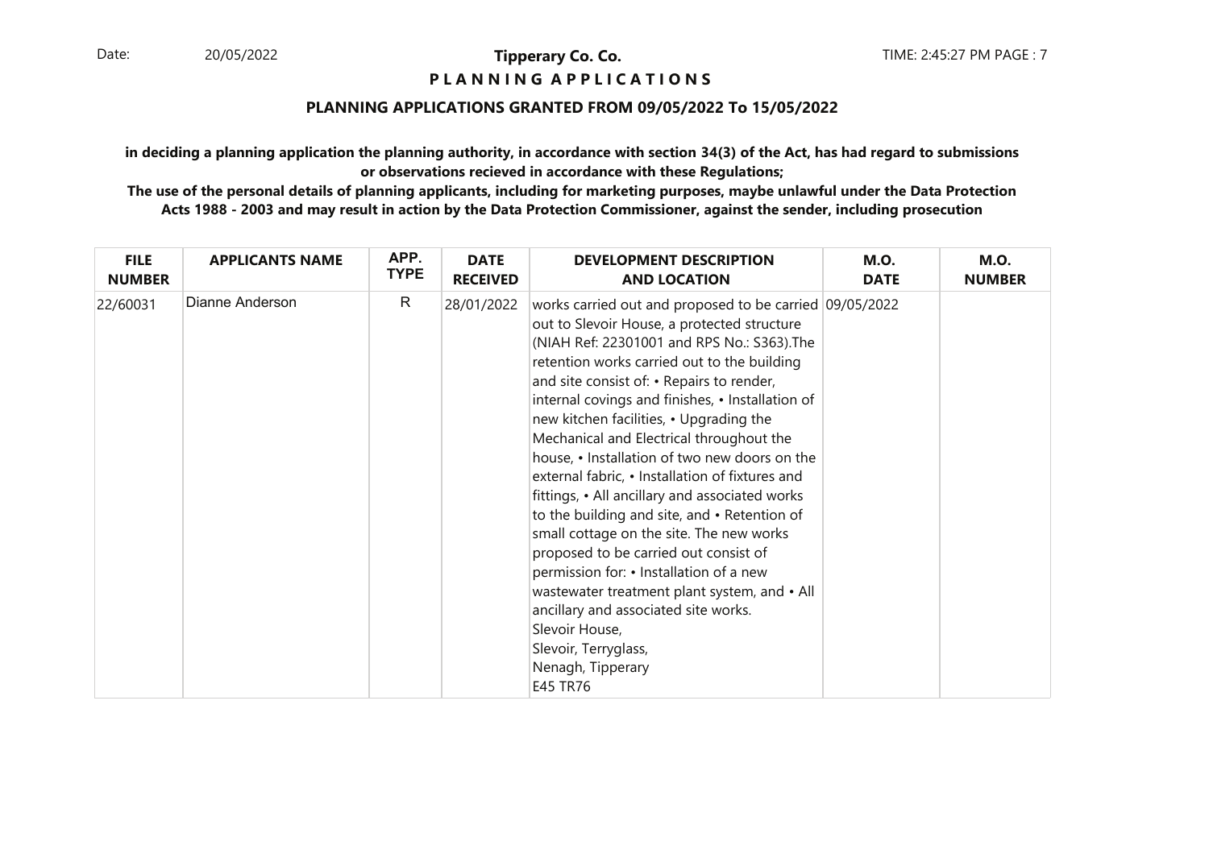**Tipperary Co. Co.**

**P L A N N I N G  A P P L I C A T I O N S**

**PLANNING APPLICATIONS GRANTED FROM 09/05/2022 To 15/05/2022**

**in deciding a planning application the planning authority, in accordance with section 34(3) of the Act, has had regard to submissions or observations recieved in accordance with these Regulations;**

**The use of the personal details of planning applicants, including for marketing purposes, maybe unlawful under the Data Protection Acts 1988 - 2003 and may result in action by the Data Protection Commissioner, against the sender, including prosecution**

| FILE NUMBER | APPLICANTS NAME | APP. TYPE | DATE RECEIVED | DEVELOPMENT DESCRIPTION AND LOCATION | M.O. DATE | M.O. NUMBER |
|---|---|---|---|---|---|---|
| 22/60031 | Dianne Anderson | R | 28/01/2022 | works carried out and proposed to be carried out to Slevoir House, a protected structure (NIAH Ref: 22301001 and RPS No.: S363).The retention works carried out to the building and site consist of: • Repairs to render, internal covings and finishes, • Installation of new kitchen facilities, • Upgrading the Mechanical and Electrical throughout the house, • Installation of two new doors on the external fabric, • Installation of fixtures and fittings, • All ancillary and associated works to the building and site, and • Retention of small cottage on the site. The new works proposed to be carried out consist of permission for: • Installation of a new wastewater treatment plant system, and • All ancillary and associated site works.<br>Slevoir House,<br>Slevoir, Terryglass,<br>Nenagh, Tipperary<br>E45 TR76 | 09/05/2022 | |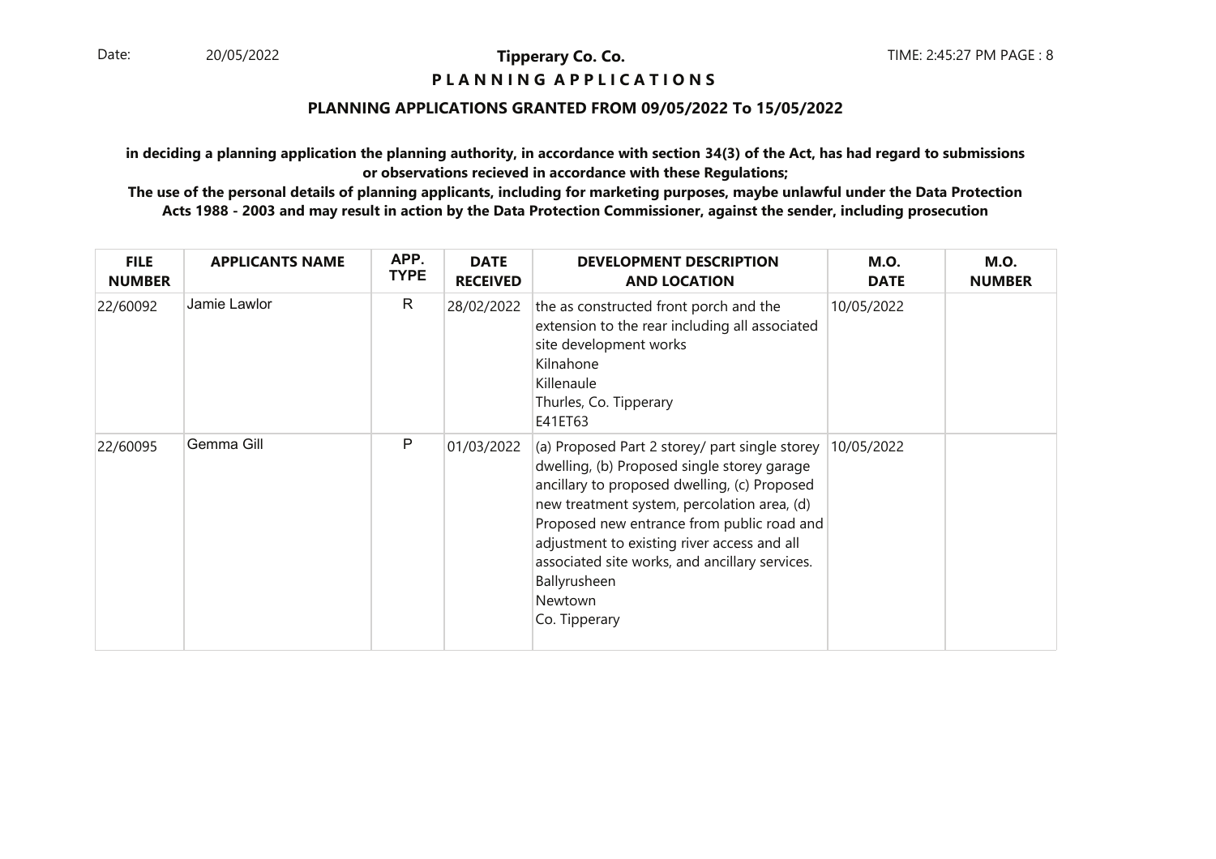**Tipperary Co. Co.**

**P L A N N I N G A P P L I C A T I O N S**

**PLANNING APPLICATIONS GRANTED FROM 09/05/2022 To 15/05/2022**

**in deciding a planning application the planning authority, in accordance with section 34(3) of the Act, has had regard to submissions or observations recieved in accordance with these Regulations;**

**The use of the personal details of planning applicants, including for marketing purposes, maybe unlawful under the Data Protection Acts 1988 - 2003 and may result in action by the Data Protection Commissioner, against the sender, including prosecution**

| FILE NUMBER | APPLICANTS NAME | APP. TYPE | DATE RECEIVED | DEVELOPMENT DESCRIPTION AND LOCATION | M.O. DATE | M.O. NUMBER |
|---|---|---|---|---|---|---|
| 22/60092 | Jamie Lawlor | R | 28/02/2022 | the as constructed front porch and the extension to the rear including all associated site development works<br>Kilnahone<br>Killenaule<br>Thurles, Co. Tipperary<br>E41ET63 | 10/05/2022 | |
| 22/60095 | Gemma Gill | P | 01/03/2022 | (a) Proposed Part 2 storey/ part single storey dwelling, (b) Proposed single storey garage ancillary to proposed dwelling, (c) Proposed new treatment system, percolation area, (d) Proposed new entrance from public road and adjustment to existing river access and all associated site works, and ancillary services.<br>Ballyrusheen<br>Newtown<br>Co. Tipperary | 10/05/2022 | |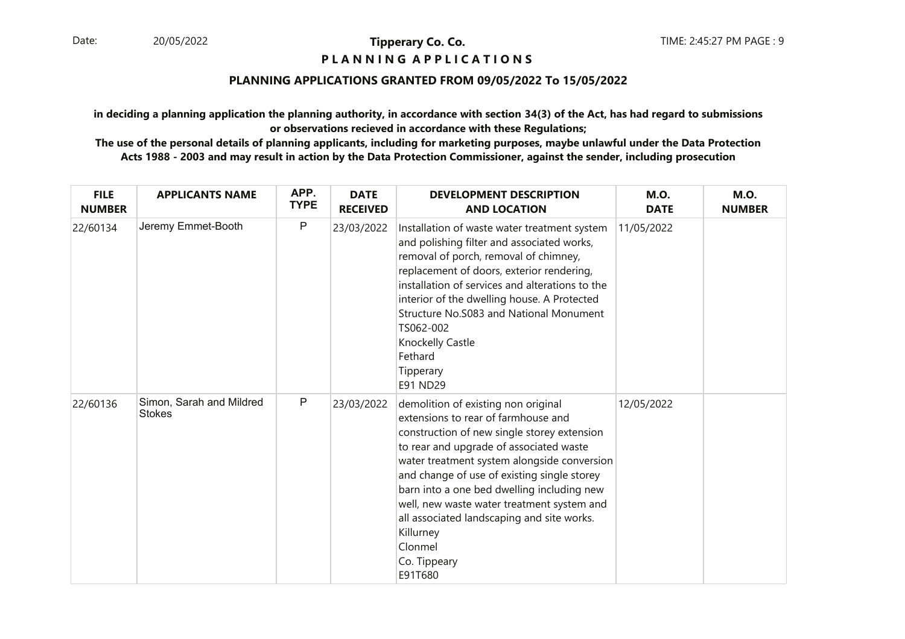**Tipperary Co. Co.**

**P L A N N I N G  A P P L I C A T I O N S**

**PLANNING APPLICATIONS GRANTED FROM 09/05/2022 To 15/05/2022**

**in deciding a planning application the planning authority, in accordance with section 34(3) of the Act, has had regard to submissions or observations recieved in accordance with these Regulations;**

**The use of the personal details of planning applicants, including for marketing purposes, maybe unlawful under the Data Protection Acts 1988 - 2003 and may result in action by the Data Protection Commissioner, against the sender, including prosecution**

| FILE NUMBER | APPLICANTS NAME | APP. TYPE | DATE RECEIVED | DEVELOPMENT DESCRIPTION AND LOCATION | M.O. DATE | M.O. NUMBER |
|---|---|---|---|---|---|---|
| 22/60134 | Jeremy Emmet-Booth | P | 23/03/2022 | Installation of waste water treatment system and polishing filter and associated works, removal of porch, removal of chimney, replacement of doors, exterior rendering, installation of services and alterations to the interior of the dwelling house. A Protected Structure No.S083 and National Monument TS062-002 Knockelly Castle Fethard Tipperary E91 ND29 | 11/05/2022 | |
| 22/60136 | Simon, Sarah and Mildred Stokes | P | 23/03/2022 | demolition of existing non original extensions to rear of farmhouse and construction of new single storey extension to rear and upgrade of associated waste water treatment system alongside conversion and change of use of existing single storey barn into a one bed dwelling including new well, new waste water treatment system and all associated landscaping and site works. Killurney Clonmel Co. Tippeary E91T680 | 12/05/2022 | |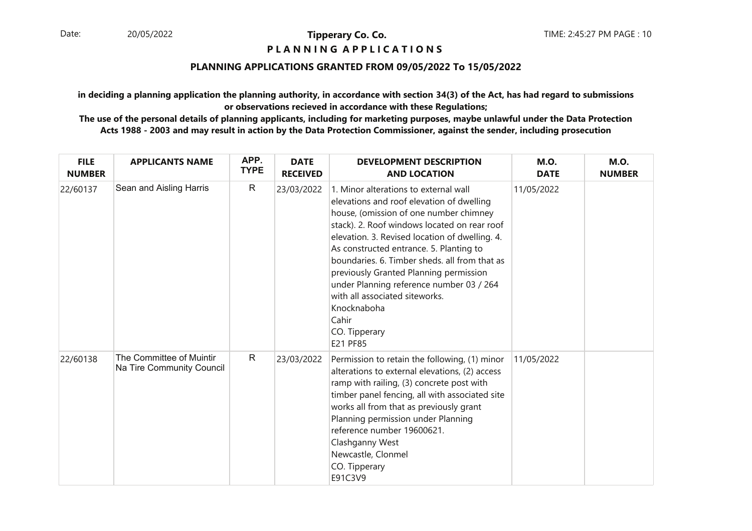**Tipperary Co. Co.**

**P L A N N I N G   A P P L I C A T I O N S**

**PLANNING APPLICATIONS GRANTED FROM 09/05/2022 To 15/05/2022**

**in deciding a planning application the planning authority, in accordance with section 34(3) of the Act, has had regard to submissions or observations recieved in accordance with these Regulations;**

**The use of the personal details of planning applicants, including for marketing purposes, maybe unlawful under the Data Protection Acts 1988 - 2003 and may result in action by the Data Protection Commissioner, against the sender, including prosecution**

| FILE NUMBER | APPLICANTS NAME | APP. TYPE | DATE RECEIVED | DEVELOPMENT DESCRIPTION AND LOCATION | M.O. DATE | M.O. NUMBER |
|---|---|---|---|---|---|---|
| 22/60137 | Sean and Aisling Harris | R | 23/03/2022 | 1. Minor alterations to external wall elevations and roof elevation of dwelling house, (omission of one number chimney stack). 2. Roof windows located on rear roof elevation. 3. Revised location of dwelling. 4. As constructed entrance. 5. Planting to boundaries. 6. Timber sheds. all from that as previously Granted Planning permission under Planning reference number 03 / 264 with all associated siteworks. Knocknaboha Cahir CO. Tipperary E21 PF85 | 11/05/2022 | |
| 22/60138 | The Committee of Muintir Na Tire Community Council | R | 23/03/2022 | Permission to retain the following, (1) minor alterations to external elevations, (2) access ramp with railing, (3) concrete post with timber panel fencing, all with associated site works all from that as previously grant Planning permission under Planning reference number 19600621. Clashganny West Newcastle, Clonmel CO. Tipperary E91C3V9 | 11/05/2022 | |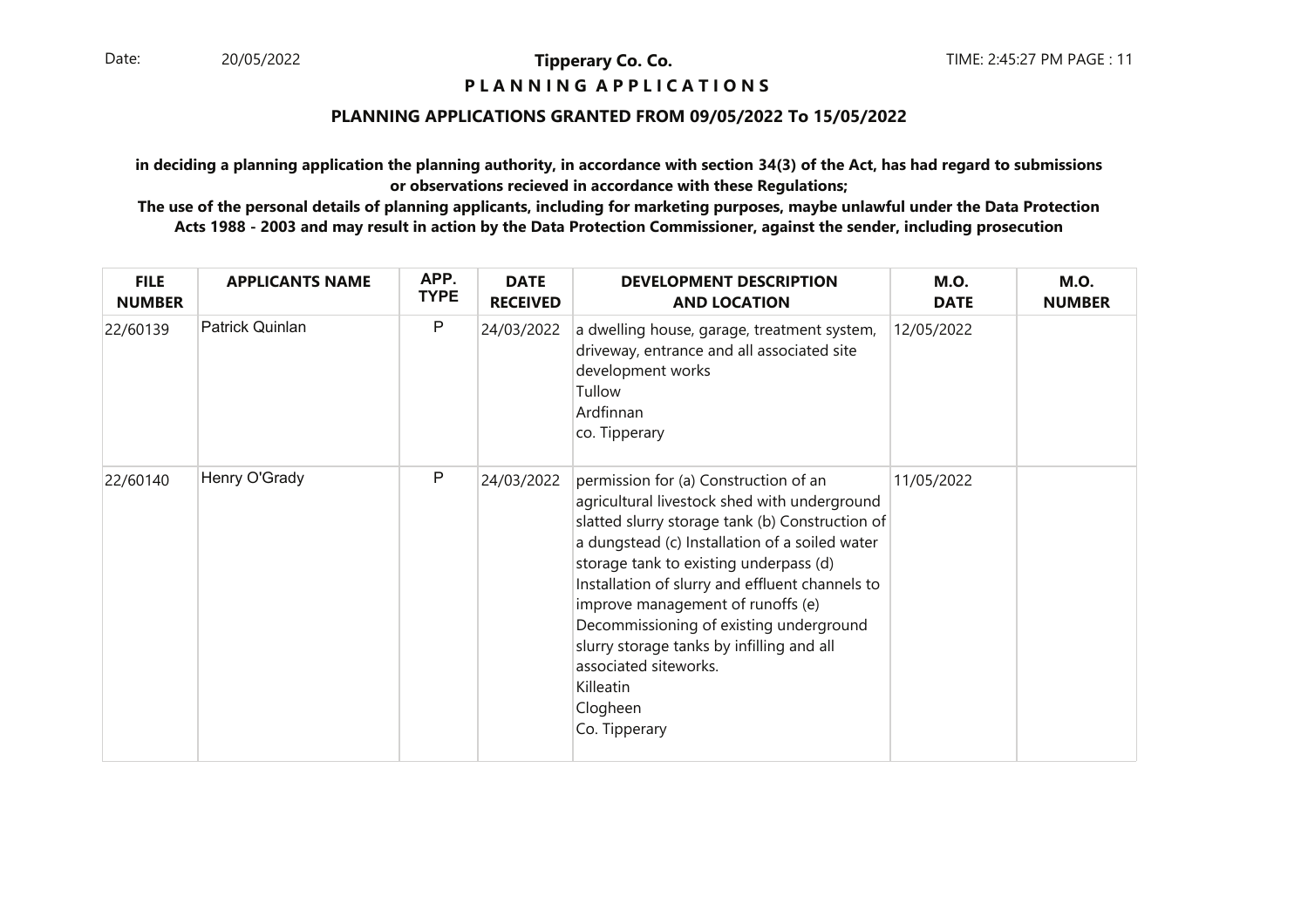**Tipperary Co. Co.**

**P L A N N I N G A P P L I C A T I O N S**

**PLANNING APPLICATIONS GRANTED FROM 09/05/2022 To 15/05/2022**

**in deciding a planning application the planning authority, in accordance with section 34(3) of the Act, has had regard to submissions or observations recieved in accordance with these Regulations;**

**The use of the personal details of planning applicants, including for marketing purposes, maybe unlawful under the Data Protection Acts 1988 - 2003 and may result in action by the Data Protection Commissioner, against the sender, including prosecution**

| FILE NUMBER | APPLICANTS NAME | APP. TYPE | DATE RECEIVED | DEVELOPMENT DESCRIPTION AND LOCATION | M.O. DATE | M.O. NUMBER |
|---|---|---|---|---|---|---|
| 22/60139 | Patrick Quinlan | P | 24/03/2022 | a dwelling house, garage, treatment system, driveway, entrance and all associated site development works<br>Tullow<br>Ardfinnan<br>co. Tipperary | 12/05/2022 | |
| 22/60140 | Henry O'Grady | P | 24/03/2022 | permission for (a) Construction of an agricultural livestock shed with underground slatted slurry storage tank (b) Construction of a dungstead (c) Installation of a soiled water storage tank to existing underpass (d) Installation of slurry and effluent channels to improve management of runoffs (e) Decommissioning of existing underground slurry storage tanks by infilling and all associated siteworks.<br>Killeatin<br>Clogheen<br>Co. Tipperary | 11/05/2022 | |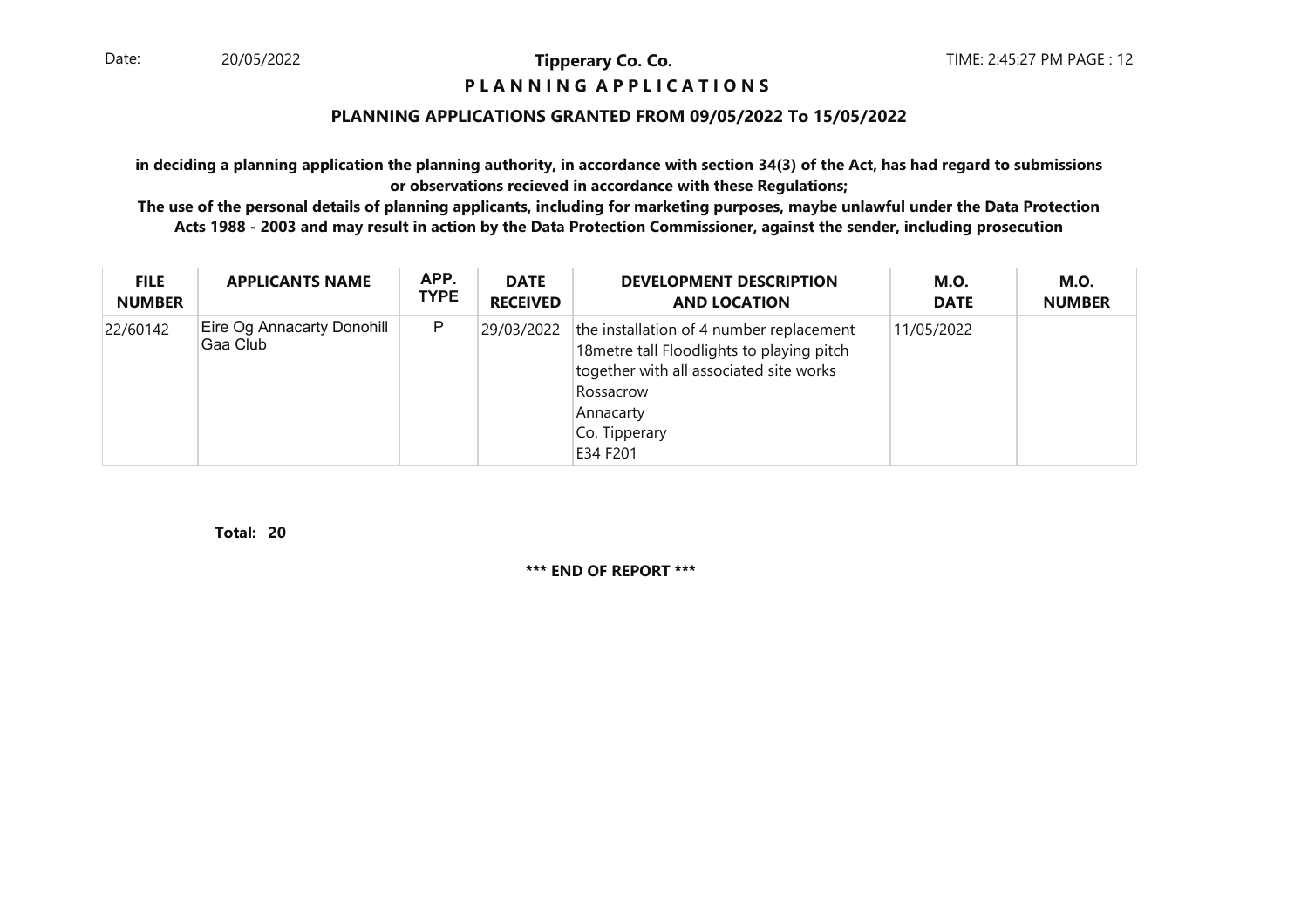**P L A N N I N G A P P L I C A T I O N S**

## PLANNING APPLICATIONS GRANTED FROM 09/05/2022 To 15/05/2022

**in deciding a planning application the planning authority, in accordance with section 34(3) of the Act, has had regard to submissions or observations recieved in accordance with these Regulations;**

**The use of the personal details of planning applicants, including for marketing purposes, maybe unlawful under the Data Protection Acts 1988 - 2003 and may result in action by the Data Protection Commissioner, against the sender, including prosecution**

| FILE NUMBER | APPLICANTS NAME | APP. TYPE | DATE RECEIVED | DEVELOPMENT DESCRIPTION AND LOCATION | M.O. DATE | M.O. NUMBER |
|---|---|---|---|---|---|---|
| 22/60142 | Eire Og Annacarty Donohill Gaa Club | P | 29/03/2022 | the installation of 4 number replacement 18metre tall Floodlights to playing pitch together with all associated site works<br>Rossacrow<br>Annacarty<br>Co. Tipperary<br>E34 F201 | 11/05/2022 | |

**Total: 20**

**\*\*\* END OF REPORT \*\*\***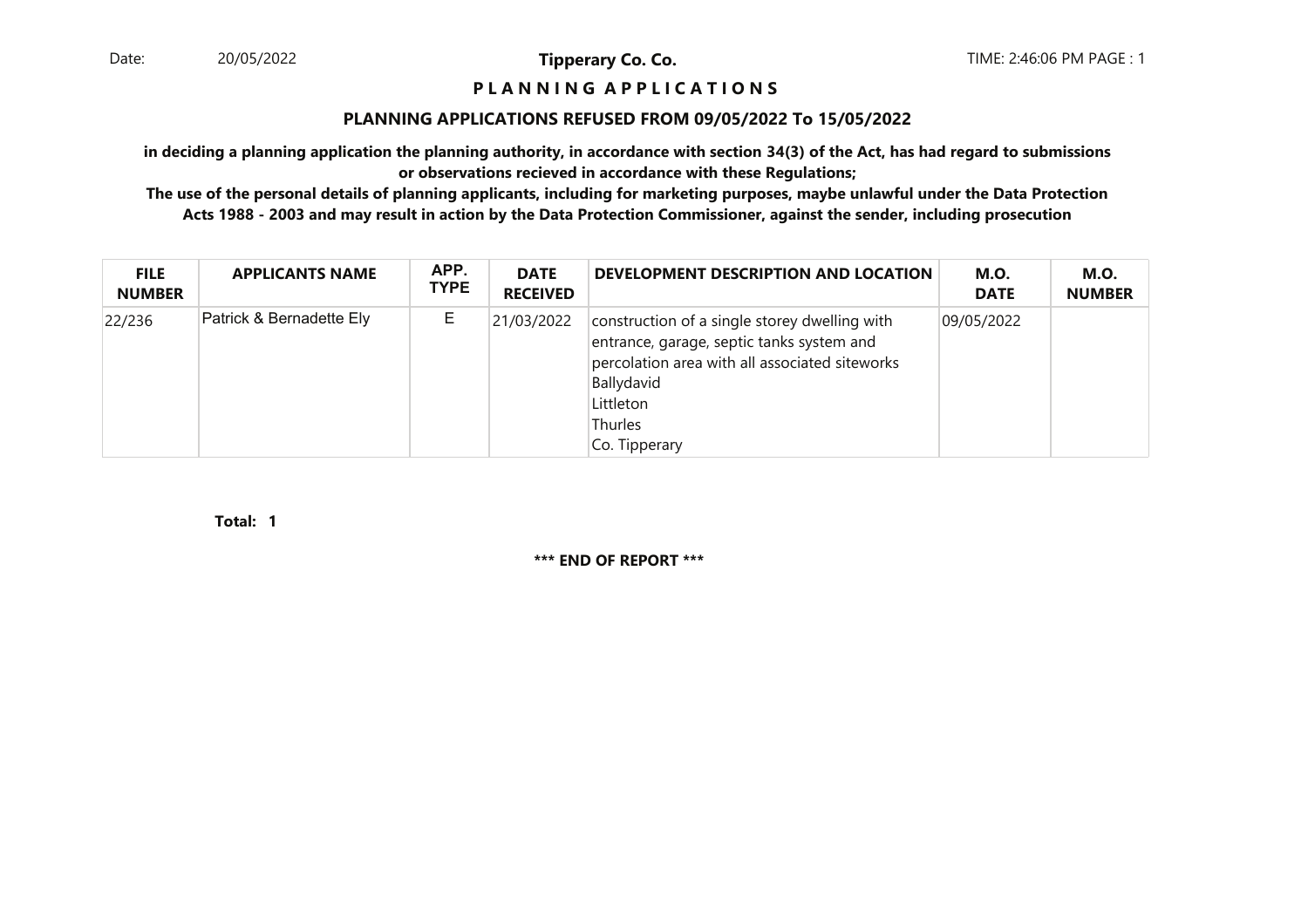Date: 20/05/2022 **Tipperary Co. Co.** TIME: 2:46:06 PM PAGE : 1

## P L A N N I N G   A P P L I C A T I O N S

### PLANNING APPLICATIONS REFUSED FROM 09/05/2022 To 15/05/2022

**in deciding a planning application the planning authority, in accordance with section 34(3) of the Act, has had regard to submissions or observations recieved in accordance with these Regulations;**

**The use of the personal details of planning applicants, including for marketing purposes, maybe unlawful under the Data Protection Acts 1988 - 2003 and may result in action by the Data Protection Commissioner, against the sender, including prosecution**

| FILE NUMBER | APPLICANTS NAME | APP. TYPE | DATE RECEIVED | DEVELOPMENT DESCRIPTION AND LOCATION | M.O. DATE | M.O. NUMBER |
|---|---|---|---|---|---|---|
| 22/236 | Patrick & Bernadette Ely | E | 21/03/2022 | construction of a single storey dwelling with entrance, garage, septic tanks system and percolation area with all associated siteworks<br>Ballydavid<br>Littleton<br>Thurles<br>Co. Tipperary | 09/05/2022 | |

**Total: 1**

**\*\*\* END OF REPORT \*\*\***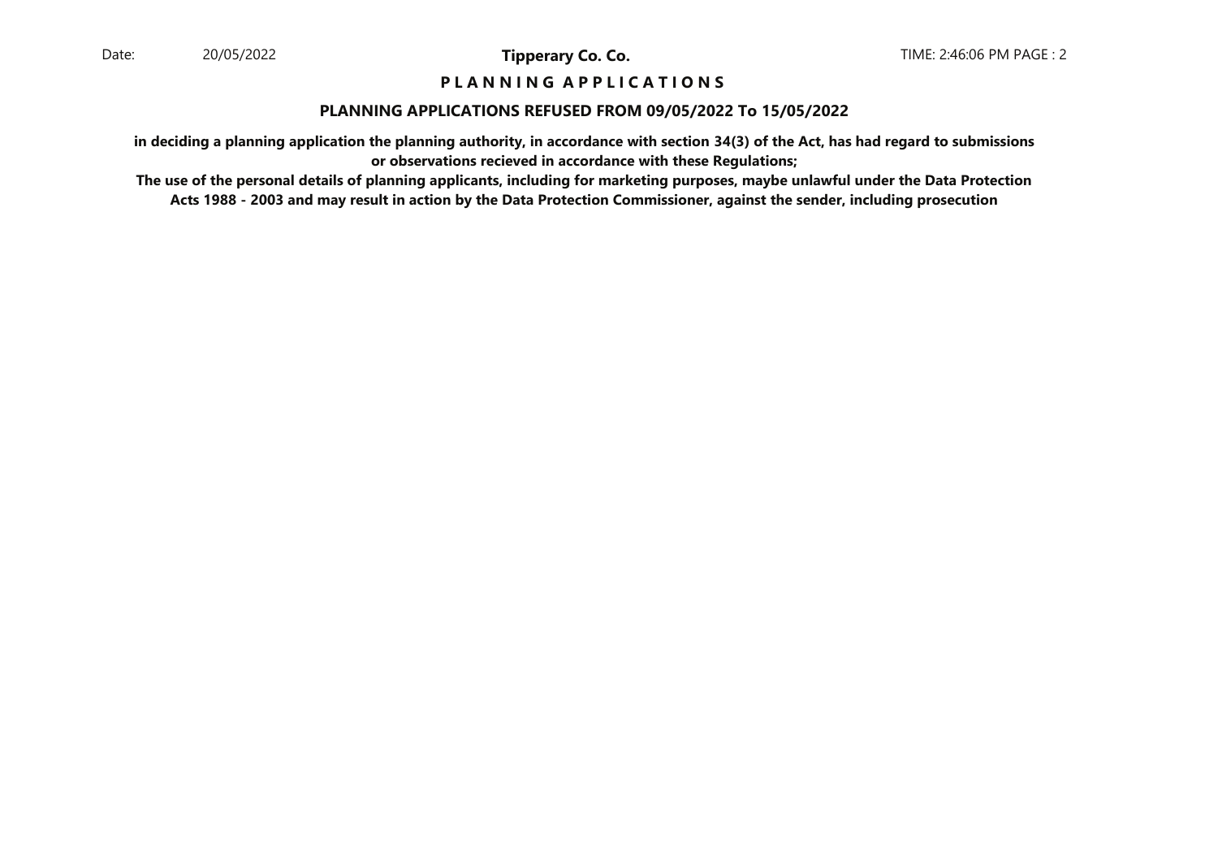# P L A N N I N G   A P P L I C A T I O N S

## PLANNING APPLICATIONS REFUSED FROM 09/05/2022 To 15/05/2022

**in deciding a planning application the planning authority, in accordance with section 34(3) of the Act, has had regard to submissions or observations recieved in accordance with these Regulations;**

**The use of the personal details of planning applicants, including for marketing purposes, maybe unlawful under the Data Protection Acts 1988 - 2003 and may result in action by the Data Protection Commissioner, against the sender, including prosecution**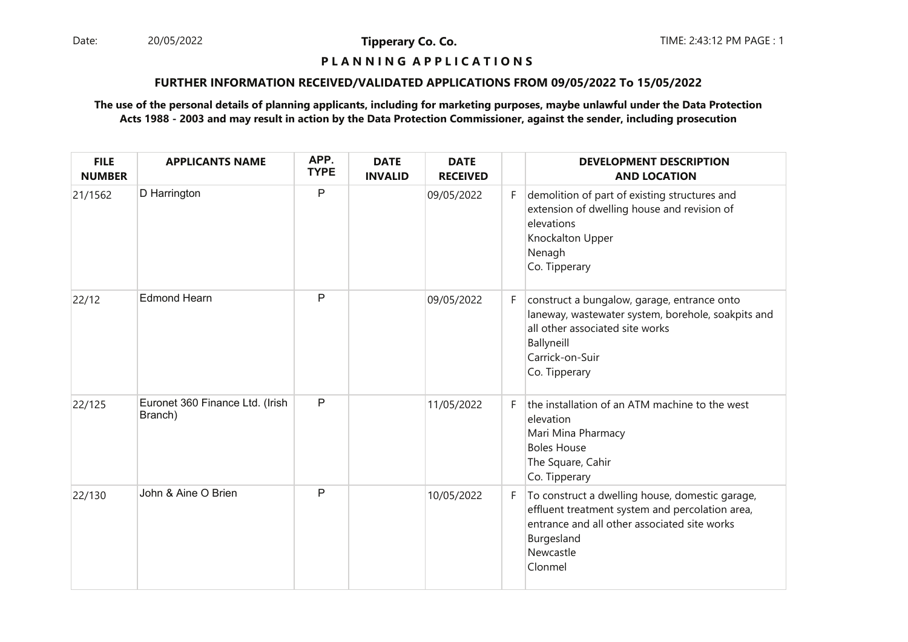**Tipperary Co. Co.**

**P L A N N I N G   A P P L I C A T I O N S**

**FURTHER INFORMATION RECEIVED/VALIDATED APPLICATIONS FROM 09/05/2022 To 15/05/2022**

**The use of the personal details of planning applicants, including for marketing purposes, maybe unlawful under the Data Protection Acts 1988 - 2003 and may result in action by the Data Protection Commissioner, against the sender, including prosecution**

| FILE NUMBER | APPLICANTS NAME | APP. TYPE | DATE INVALID | DATE RECEIVED | | DEVELOPMENT DESCRIPTION AND LOCATION |
|---|---|---|---|---|---|---|
| 21/1562 | D Harrington | P | | 09/05/2022 | F | demolition of part of existing structures and extension of dwelling house and revision of elevations<br>Knockalton Upper<br>Nenagh<br>Co. Tipperary |
| 22/12 | Edmond Hearn | P | | 09/05/2022 | F | construct a bungalow, garage, entrance onto laneway, wastewater system, borehole, soakpits and all other associated site works<br>Ballyneill<br>Carrick-on-Suir<br>Co. Tipperary |
| 22/125 | Euronet 360 Finance Ltd. (Irish Branch) | P | | 11/05/2022 | F | the installation of an ATM machine to the west elevation<br>Mari Mina Pharmacy<br>Boles House<br>The Square, Cahir<br>Co. Tipperary |
| 22/130 | John & Aine O Brien | P | | 10/05/2022 | F | To construct a dwelling house, domestic garage, effluent treatment system and percolation area, entrance and all other associated site works<br>Burgesland<br>Newcastle<br>Clonmel |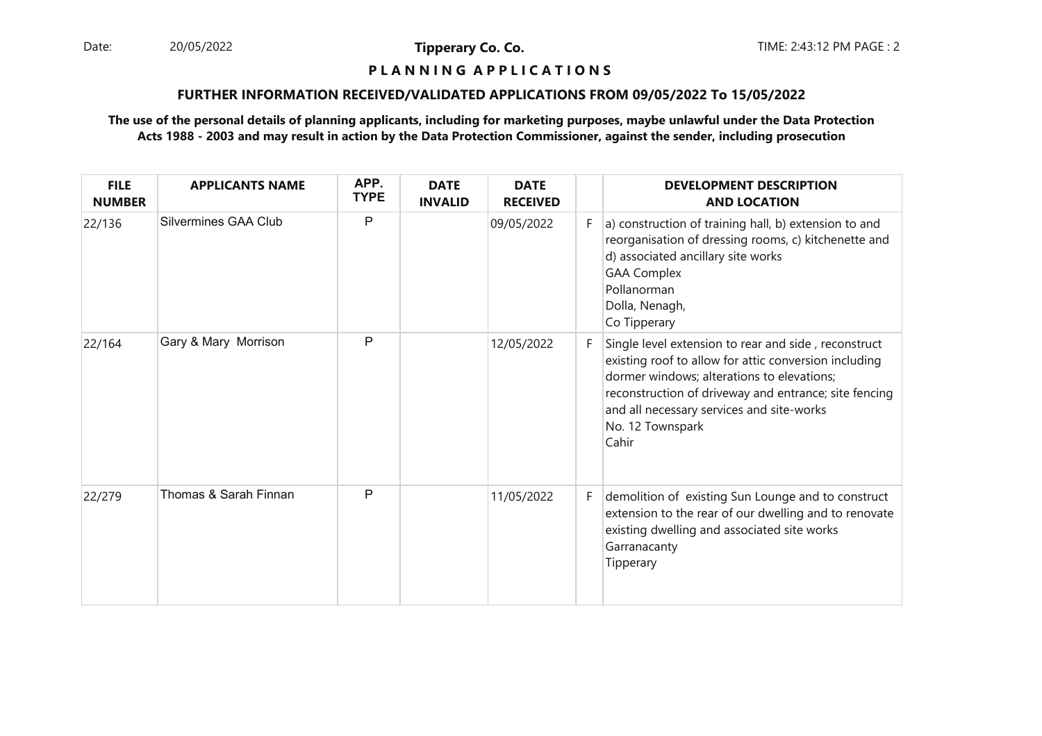## P L A N N I N G A P P L I C A T I O N S

### FURTHER INFORMATION RECEIVED/VALIDATED APPLICATIONS FROM 09/05/2022 To 15/05/2022

**The use of the personal details of planning applicants, including for marketing purposes, maybe unlawful under the Data Protection Acts 1988 - 2003 and may result in action by the Data Protection Commissioner, against the sender, including prosecution**

| FILE NUMBER | APPLICANTS NAME | APP. TYPE | DATE INVALID | DATE RECEIVED | | DEVELOPMENT DESCRIPTION AND LOCATION |
|---|---|---|---|---|---|---|
| 22/136 | Silvermines GAA Club | P | | 09/05/2022 | F | a) construction of training hall, b) extension to and reorganisation of dressing rooms, c) kitchenette and d) associated ancillary site works<br>GAA Complex<br>Pollanorman<br>Dolla, Nenagh,<br>Co Tipperary |
| 22/164 | Gary & Mary Morrison | P | | 12/05/2022 | F | Single level extension to rear and side , reconstruct existing roof to allow for attic conversion including dormer windows; alterations to elevations; reconstruction of driveway and entrance; site fencing and all necessary services and site-works<br>No. 12 Townspark<br>Cahir |
| 22/279 | Thomas & Sarah Finnan | P | | 11/05/2022 | F | demolition of existing Sun Lounge and to construct extension to the rear of our dwelling and to renovate existing dwelling and associated site works<br>Garranacanty<br>Tipperary |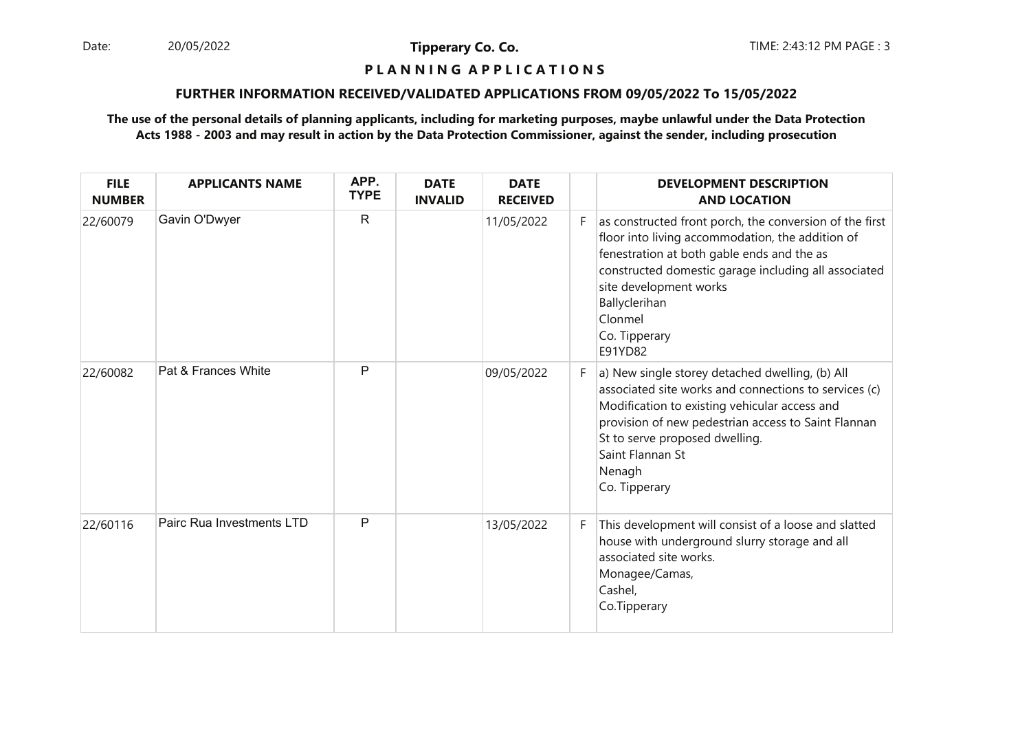**PLANNING APPLICATIONS**

**FURTHER INFORMATION RECEIVED/VALIDATED APPLICATIONS FROM 09/05/2022 To 15/05/2022**

**The use of the personal details of planning applicants, including for marketing purposes, maybe unlawful under the Data Protection Acts 1988 - 2003 and may result in action by the Data Protection Commissioner, against the sender, including prosecution**

| FILE NUMBER | APPLICANTS NAME | APP. TYPE | DATE INVALID | DATE RECEIVED | | DEVELOPMENT DESCRIPTION AND LOCATION |
|---|---|---|---|---|---|---|
| 22/60079 | Gavin O'Dwyer | R | | 11/05/2022 | F | as constructed front porch, the conversion of the first floor into living accommodation, the addition of fenestration at both gable ends and the as constructed domestic garage including all associated site development works<br>Ballyclerihan<br>Clonmel<br>Co. Tipperary<br>E91YD82 |
| 22/60082 | Pat & Frances White | P | | 09/05/2022 | F | a) New single storey detached dwelling, (b) All associated site works and connections to services (c) Modification to existing vehicular access and provision of new pedestrian access to Saint Flannan St to serve proposed dwelling.<br>Saint Flannan St<br>Nenagh<br>Co. Tipperary |
| 22/60116 | Pairc Rua Investments LTD | P | | 13/05/2022 | F | This development will consist of a loose and slatted house with underground slurry storage and all associated site works.<br>Monagee/Camas,<br>Cashel,<br>Co.Tipperary |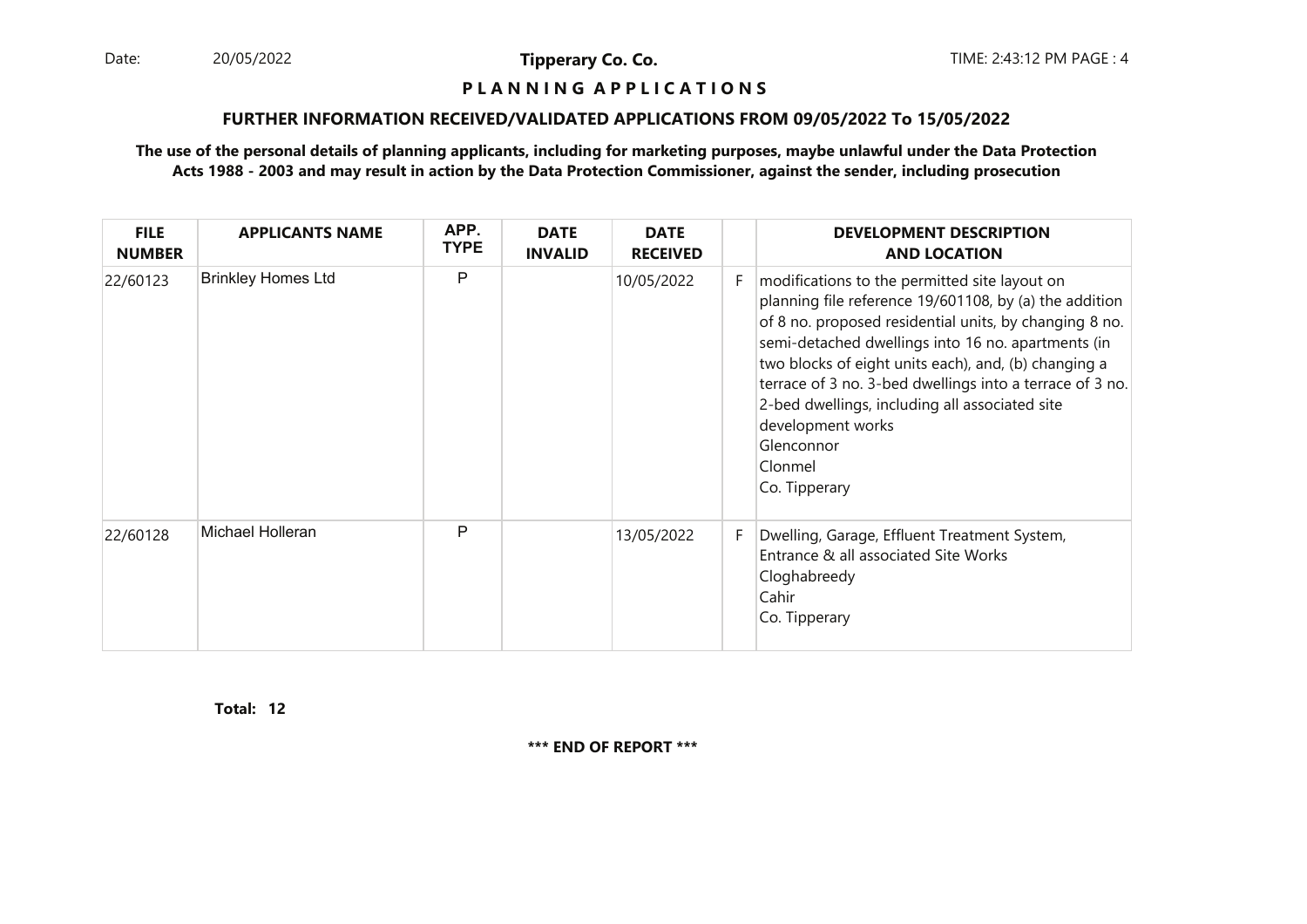**Tipperary Co. Co.**

**P L A N N I N G A P P L I C A T I O N S**

**FURTHER INFORMATION RECEIVED/VALIDATED APPLICATIONS FROM 09/05/2022 To 15/05/2022**

**The use of the personal details of planning applicants, including for marketing purposes, maybe unlawful under the Data Protection Acts 1988 - 2003 and may result in action by the Data Protection Commissioner, against the sender, including prosecution**

| FILE NUMBER | APPLICANTS NAME | APP. TYPE | DATE INVALID | DATE RECEIVED | | DEVELOPMENT DESCRIPTION AND LOCATION |
|---|---|---|---|---|---|---|
| 22/60123 | Brinkley Homes Ltd | P | | 10/05/2022 | F | modifications to the permitted site layout on planning file reference 19/601108, by (a) the addition of 8 no. proposed residential units, by changing 8 no. semi-detached dwellings into 16 no. apartments (in two blocks of eight units each), and, (b) changing a terrace of 3 no. 3-bed dwellings into a terrace of 3 no. 2-bed dwellings, including all associated site development works<br>Glenconnor<br>Clonmel<br>Co. Tipperary |
| 22/60128 | Michael Holleran | P | | 13/05/2022 | F | Dwelling, Garage, Effluent Treatment System, Entrance & all associated Site Works<br>Cloghabreedy<br>Cahir<br>Co. Tipperary |

**Total: 12**

**\*\*\* END OF REPORT \*\*\***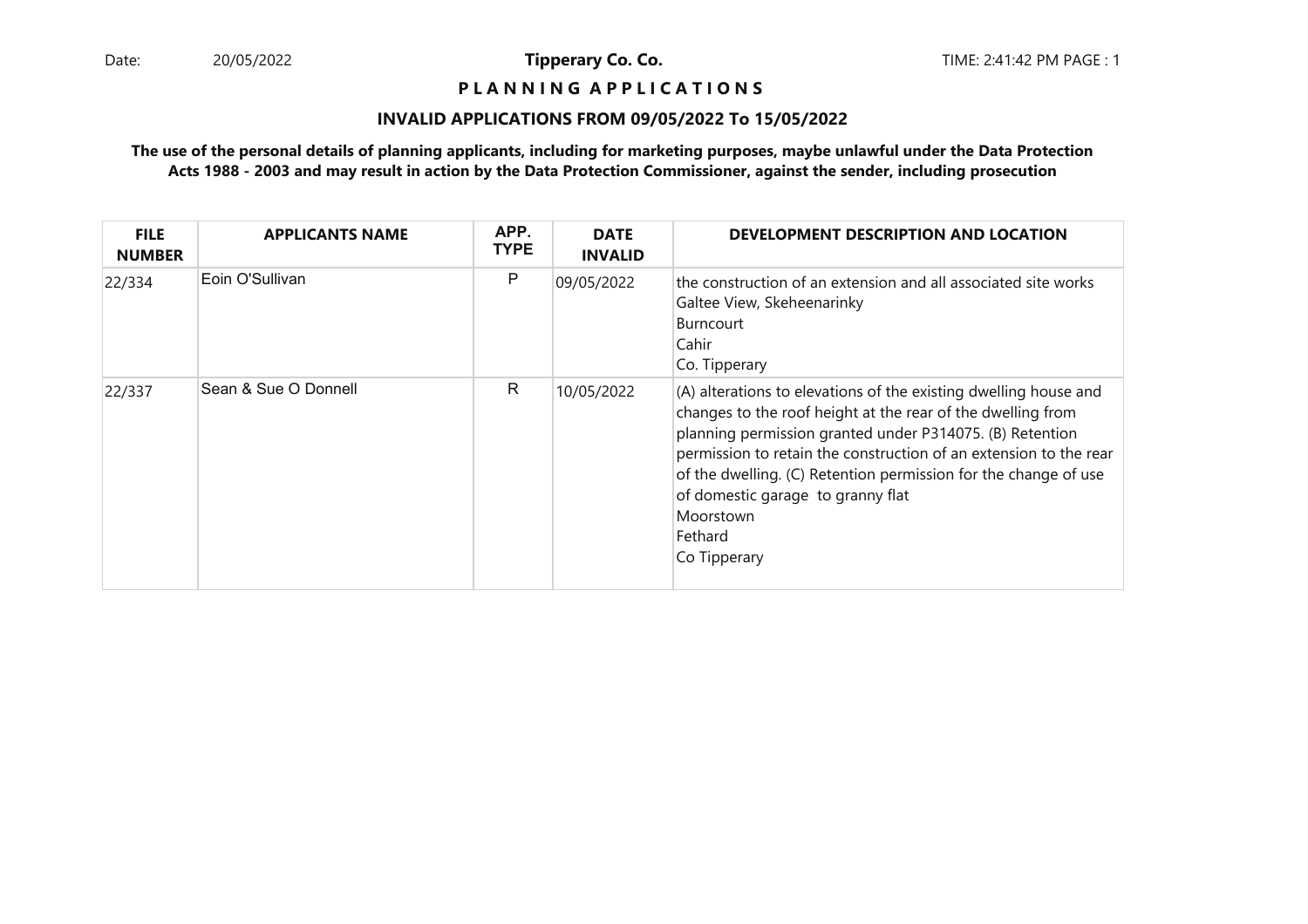**Tipperary Co. Co.**

## P L A N N I N G A P P L I C A T I O N S

### INVALID APPLICATIONS FROM 09/05/2022 To 15/05/2022

**The use of the personal details of planning applicants, including for marketing purposes, maybe unlawful under the Data Protection Acts 1988 - 2003 and may result in action by the Data Protection Commissioner, against the sender, including prosecution**

| FILE NUMBER | APPLICANTS NAME | APP. TYPE | DATE INVALID | DEVELOPMENT DESCRIPTION AND LOCATION |
|---|---|---|---|---|
| 22/334 | Eoin O'Sullivan | P | 09/05/2022 | the construction of an extension and all associated site works<br>Galtee View, Skeheenarinky<br>Burncourt<br>Cahir<br>Co. Tipperary |
| 22/337 | Sean & Sue O Donnell | R | 10/05/2022 | (A) alterations to elevations of the existing dwelling house and changes to the roof height at the rear of the dwelling from planning permission granted under P314075. (B) Retention permission to retain the construction of an extension to the rear of the dwelling. (C) Retention permission for the change of use of domestic garage to granny flat<br>Moorstown<br>Fethard<br>Co Tipperary |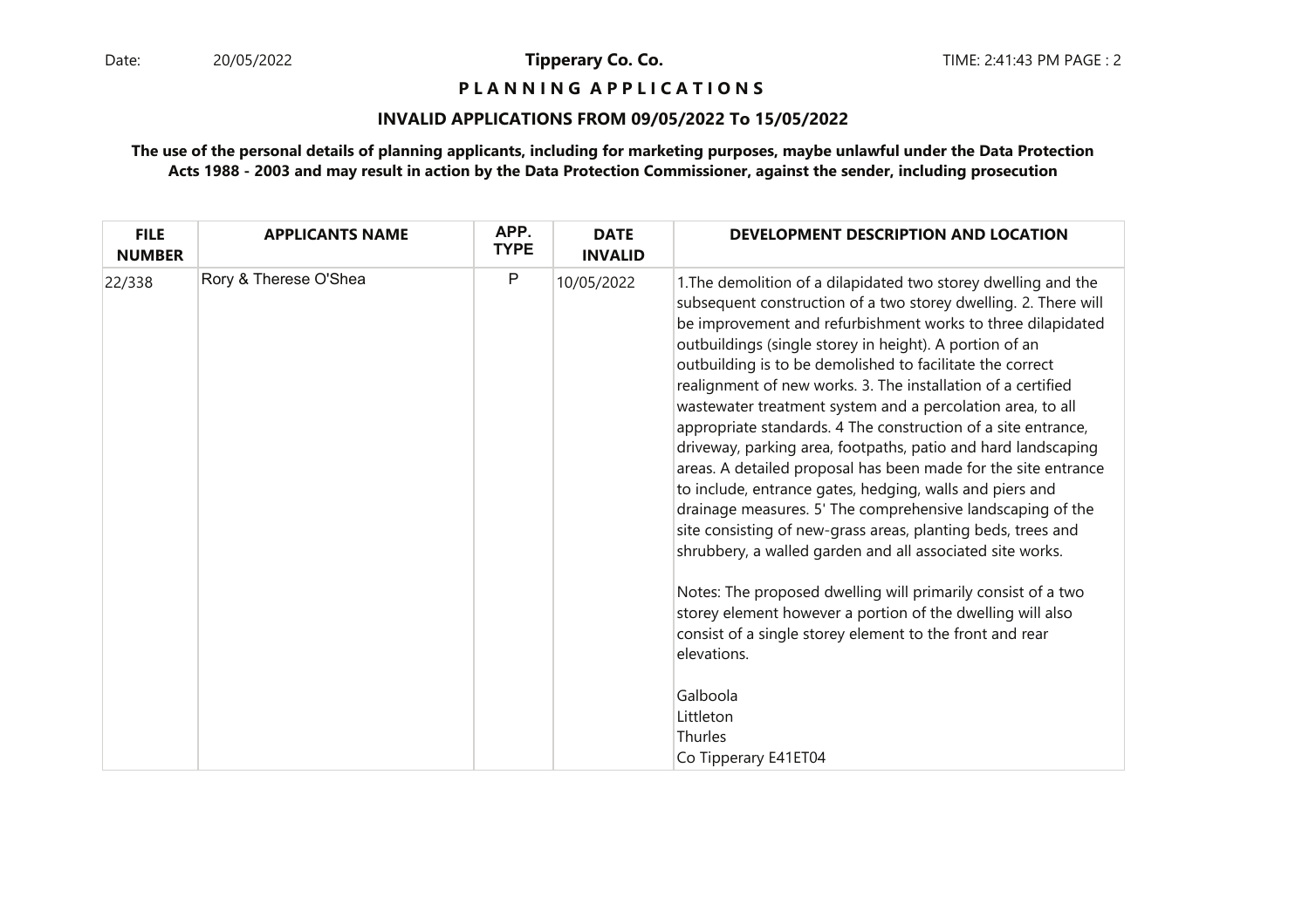**Tipperary Co. Co.**

**P L A N N I N G  A P P L I C A T I O N S**

**INVALID APPLICATIONS FROM 09/05/2022 To 15/05/2022**

**The use of the personal details of planning applicants, including for marketing purposes, maybe unlawful under the Data Protection Acts 1988 - 2003 and may result in action by the Data Protection Commissioner, against the sender, including prosecution**

| FILE NUMBER | APPLICANTS NAME | APP. TYPE | DATE INVALID | DEVELOPMENT DESCRIPTION AND LOCATION |
|---|---|---|---|---|
| 22/338 | Rory & Therese O'Shea | P | 10/05/2022 | 1.The demolition of a dilapidated two storey dwelling and the subsequent construction of a two storey dwelling. 2. There will be improvement and refurbishment works to three dilapidated outbuildings (single storey in height). A portion of an outbuilding is to be demolished to facilitate the correct realignment of new works. 3. The installation of a certified wastewater treatment system and a percolation area, to all appropriate standards. 4 The construction of a site entrance, driveway, parking area, footpaths, patio and hard landscaping areas. A detailed proposal has been made for the site entrance to include, entrance gates, hedging, walls and piers and drainage measures. 5' The comprehensive landscaping of the site consisting of new-grass areas, planting beds, trees and shrubbery, a walled garden and all associated site works.<br><br>Notes: The proposed dwelling will primarily consist of a two storey element however a portion of the dwelling will also consist of a single storey element to the front and rear elevations.<br><br>Galboola<br>Littleton<br>Thurles<br>Co Tipperary E41ET04 |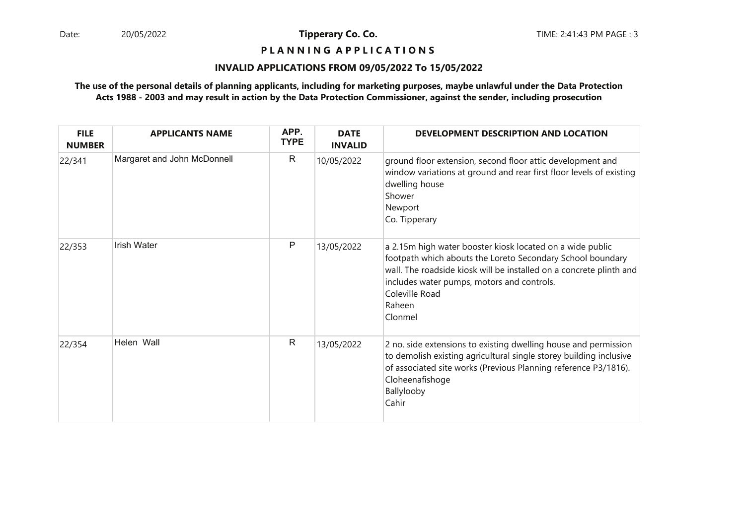**Tipperary Co. Co.**

**P L A N N I N G A P P L I C A T I O N S**

**INVALID APPLICATIONS FROM 09/05/2022 To 15/05/2022**

**The use of the personal details of planning applicants, including for marketing purposes, maybe unlawful under the Data Protection Acts 1988 - 2003 and may result in action by the Data Protection Commissioner, against the sender, including prosecution**

| FILE NUMBER | APPLICANTS NAME | APP. TYPE | DATE INVALID | DEVELOPMENT DESCRIPTION AND LOCATION |
|---|---|---|---|---|
| 22/341 | Margaret and John McDonnell | R | 10/05/2022 | ground floor extension, second floor attic development and window variations at ground and rear first floor levels of existing dwelling house<br>Shower<br>Newport<br>Co. Tipperary |
| 22/353 | Irish Water | P | 13/05/2022 | a 2.15m high water booster kiosk located on a wide public footpath which abouts the Loreto Secondary School boundary wall. The roadside kiosk will be installed on a concrete plinth and includes water pumps, motors and controls.<br>Coleville Road<br>Raheen<br>Clonmel |
| 22/354 | Helen Wall | R | 13/05/2022 | 2 no. side extensions to existing dwelling house and permission to demolish existing agricultural single storey building inclusive of associated site works (Previous Planning reference P3/1816).<br>Cloheenafishoge<br>Ballylooby<br>Cahir |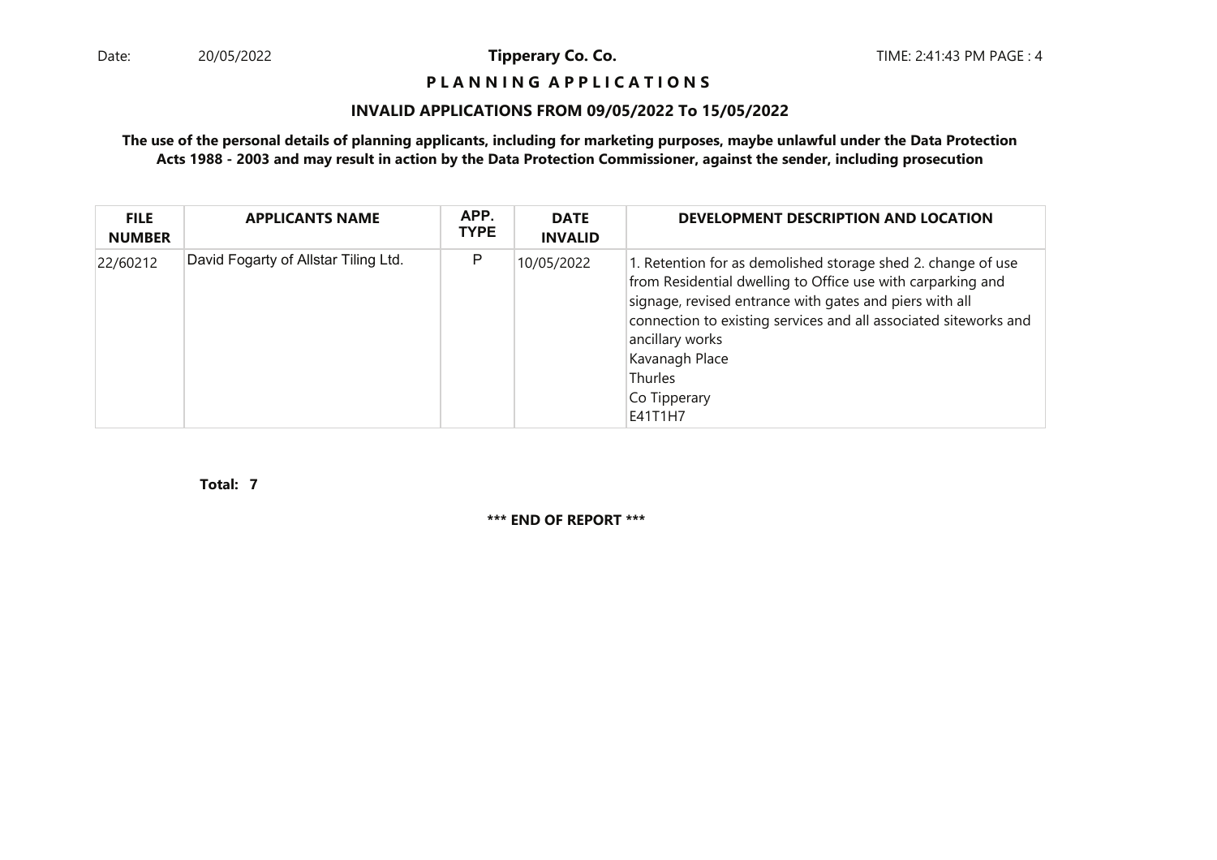**Tipperary Co. Co.**

**P L A N N I N G A P P L I C A T I O N S**

**INVALID APPLICATIONS FROM 09/05/2022 To 15/05/2022**

**The use of the personal details of planning applicants, including for marketing purposes, maybe unlawful under the Data Protection Acts 1988 - 2003 and may result in action by the Data Protection Commissioner, against the sender, including prosecution**

| FILE NUMBER | APPLICANTS NAME | APP. TYPE | DATE INVALID | DEVELOPMENT DESCRIPTION AND LOCATION |
|---|---|---|---|---|
| 22/60212 | David Fogarty of Allstar Tiling Ltd. | P | 10/05/2022 | 1. Retention for as demolished storage shed 2. change of use from Residential dwelling to Office use with carparking and signage, revised entrance with gates and piers with all connection to existing services and all associated siteworks and ancillary works<br>Kavanagh Place<br>Thurles<br>Co Tipperary<br>E41T1H7 |

**Total: 7**

**\*\*\* END OF REPORT \*\*\***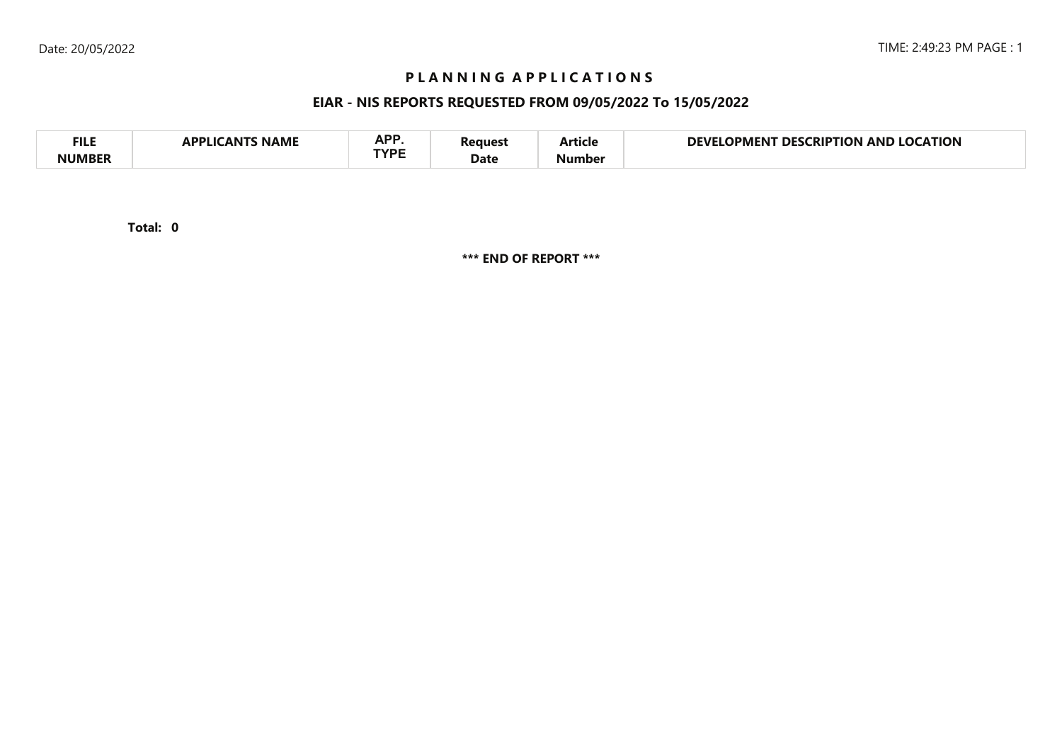# P L A N N I N G A P P L I C A T I O N S

## EIAR - NIS REPORTS REQUESTED FROM 09/05/2022 To 15/05/2022

| FILE NUMBER | APPLICANTS NAME | APP. TYPE | Request Date | Article Number | DEVELOPMENT DESCRIPTION AND LOCATION |
|---|---|---|---|---|---|

**Total: 0**

**\*\*\* END OF REPORT \*\*\***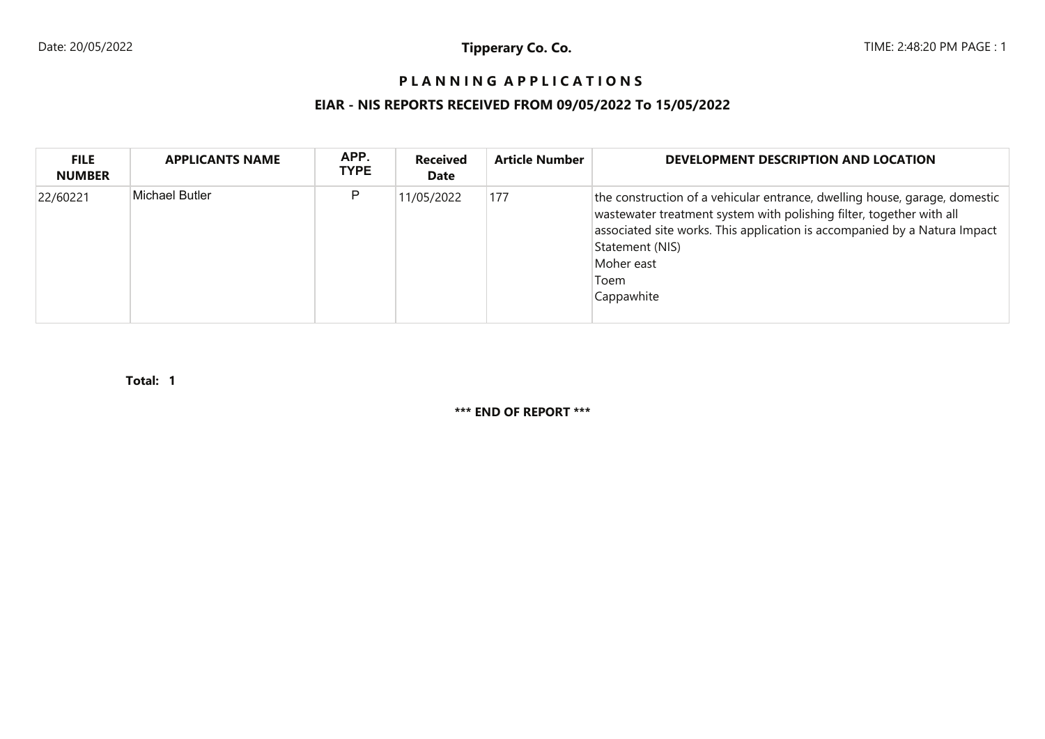**Tipperary Co. Co.**

# PLANNING APPLICATIONS

## EIAR - NIS REPORTS RECEIVED FROM 09/05/2022 To 15/05/2022

| FILE NUMBER | APPLICANTS NAME | APP. TYPE | Received Date | Article Number | DEVELOPMENT DESCRIPTION AND LOCATION |
|---|---|---|---|---|---|
| 22/60221 | Michael Butler | P | 11/05/2022 | 177 | the construction of a vehicular entrance, dwelling house, garage, domestic wastewater treatment system with polishing filter, together with all associated site works. This application is accompanied by a Natura Impact Statement (NIS)<br>Moher east<br>Toem<br>Cappawhite |

**Total: 1**

**\*\*\* END OF REPORT \*\*\***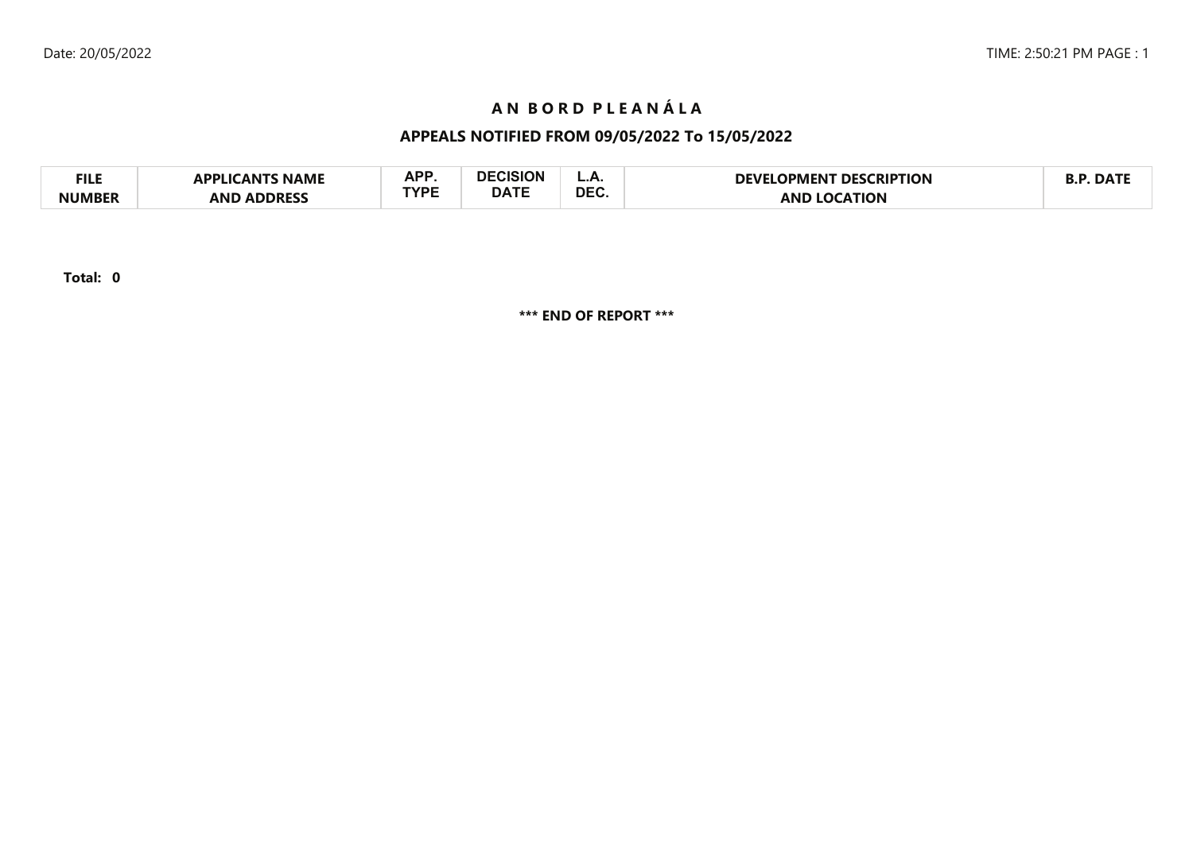# A N  B O R D  P L E A N Á L A

## APPEALS NOTIFIED FROM 09/05/2022 To 15/05/2022

| FILE NUMBER | APPLICANTS NAME AND ADDRESS | APP. TYPE | DECISION DATE | L.A. DEC. | DEVELOPMENT DESCRIPTION AND LOCATION | B.P. DATE |
|---|---|---|---|---|---|---|

**Total: 0**

**\*\*\* END OF REPORT \*\*\***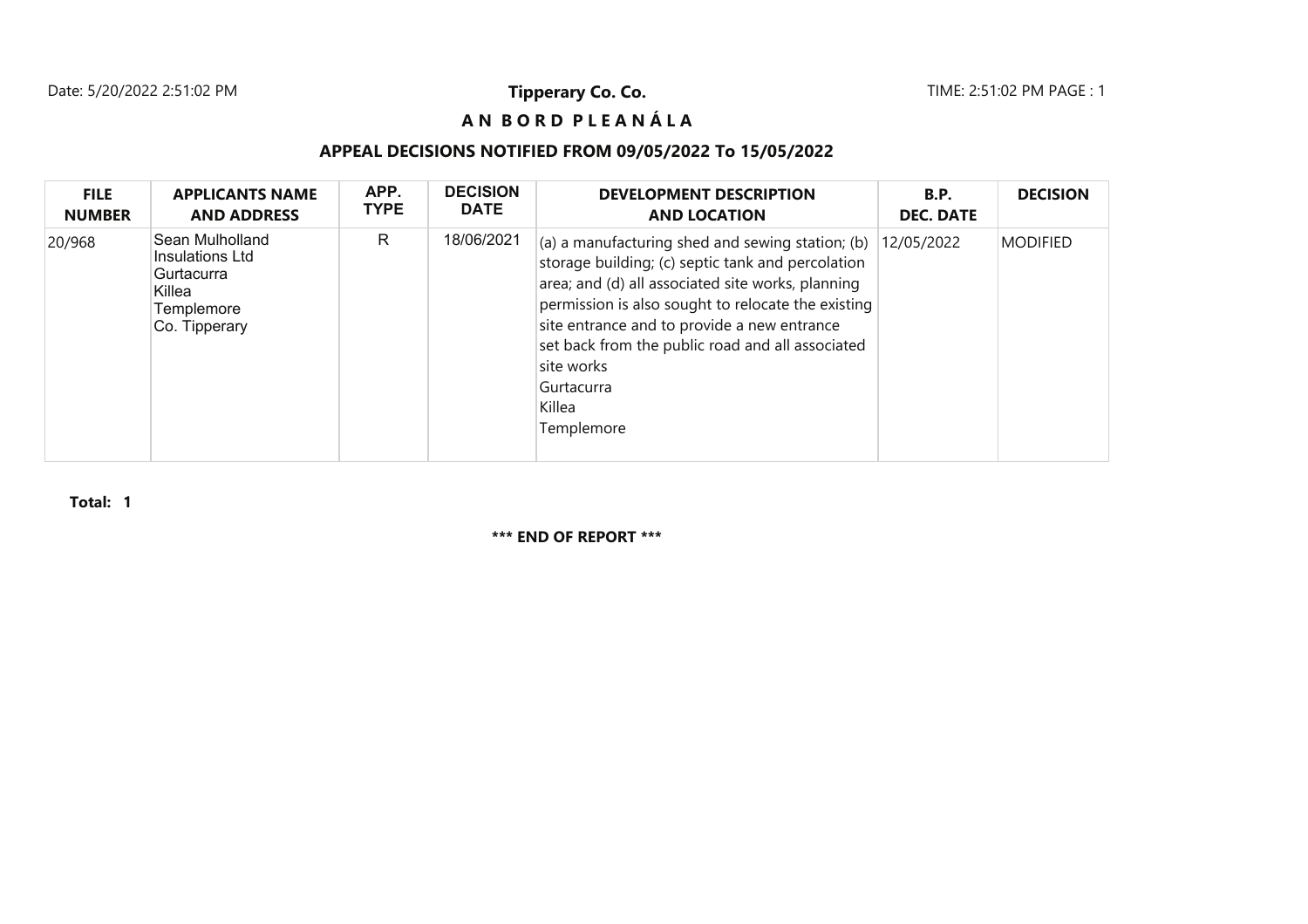Tipperary Co. Co.

**A N B O R D P L E A N Á L A**

**APPEAL DECISIONS NOTIFIED FROM 09/05/2022 To 15/05/2022**

| FILE NUMBER | APPLICANTS NAME AND ADDRESS | APP. TYPE | DECISION DATE | DEVELOPMENT DESCRIPTION AND LOCATION | B.P. DEC. DATE | DECISION |
|---|---|---|---|---|---|---|
| 20/968 | Sean Mulholland Insulations Ltd<br>Gurtacurra<br>Killea<br>Templemore<br>Co. Tipperary | R | 18/06/2021 | (a) a manufacturing shed and sewing station; (b) storage building; (c) septic tank and percolation area; and (d) all associated site works, planning permission is also sought to relocate the existing site entrance and to provide a new entrance set back from the public road and all associated site works<br>Gurtacurra<br>Killea<br>Templemore | 12/05/2022 | MODIFIED |

**Total: 1**

**\*\*\* END OF REPORT \*\*\***